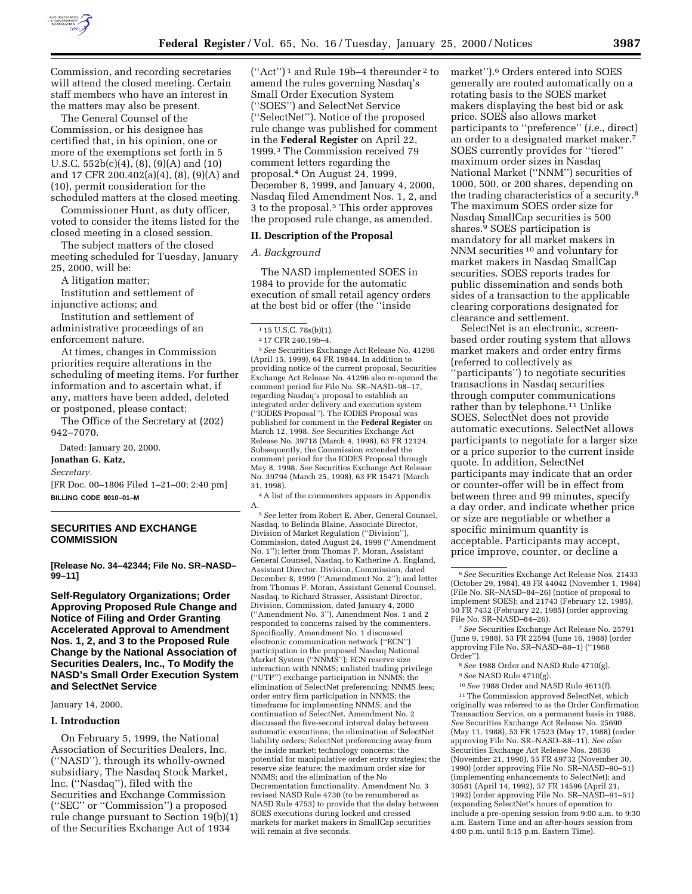Commission, and recording secretaries will attend the closed meeting. Certain staff members who have an interest in the matters may also be present.

The General Counsel of the Commission, or his designee has certified that, in his opinion, one or more of the exemptions set forth in 5 U.S.C. 552b(c)(4), (8), (9)(A) and (10) and 17 CFR 200.402(a)(4), (8), (9)(A) and (10), permit consideration for the scheduled matters at the closed meeting.

Commissioner Hunt, as duty officer, voted to consider the items listed for the closed meeting in a closed session.

The subject matters of the closed meeting scheduled for Tuesday, January 25, 2000, will be:

A litigation matter;

Institution and settlement of injunctive actions; and

Institution and settlement of administrative proceedings of an enforcement nature.

At times, changes in Commission priorities require alterations in the scheduling of meeting items. For further information and to ascertain what, if any, matters have been added, deleted or postponed, please contact:

The Office of the Secretary at (202) 942–7070.

Dated: January 20, 2000.

**Jonathan G. Katz,**

*Secretary.*

[FR Doc. 00–1806 Filed 1–21–00; 2:40 pm]

**BILLING CODE 8010–01–M**

## SECURITIES AND EXCHANGE COMMISSION

**[Release No. 34–42344; File No. SR–NASD–99–11]**

## Self-Regulatory Organizations; Order Approving Proposed Rule Change and Notice of Filing and Order Granting Accelerated Approval to Amendment Nos. 1, 2, and 3 to the Proposed Rule Change by the National Association of Securities Dealers, Inc., To Modify the NASD's Small Order Execution System and SelectNet Service

January 14, 2000.

### I. Introduction

On February 5, 1999, the National Association of Securities Dealers, Inc. (''NASD''), through its wholly-owned subsidiary, The Nasdaq Stock Market, Inc. (''Nasdaq''), filed with the Securities and Exchange Commission (''SEC'' or ''Commission'') a proposed rule change pursuant to Section 19(b)(1) of the Securities Exchange Act of 1934 (''Act'')[1] and Rule 19b–4 thereunder[2] to amend the rules governing Nasdaq's Small Order Execution System (''SOES'') and SelectNet Service (''SelectNet''). Notice of the proposed rule change was published for comment in the **Federal Register** on April 22, 1999.[3] The Commission received 79 comment letters regarding the proposal.[4] On August 24, 1999, December 8, 1999, and January 4, 2000, Nasdaq filed Amendment Nos. 1, 2, and 3 to the proposal.[5] This order approves the proposed rule change, as amended.

### II. Description of the Proposal

*A. Background*

The NASD implemented SOES in 1984 to provide for the automatic execution of small retail agency orders at the best bid or offer (the ''inside market'').[6] Orders entered into SOES generally are routed automatically on a rotating basis to the SOES market makers displaying the best bid or ask price. SOES also allows market participants to ''preference'' (*i.e.*, direct) an order to a designated market maker.[7] SOES currently provides for ''tiered'' maximum order sizes in Nasdaq National Market (''NNM'') securities of 1000, 500, or 200 shares, depending on the trading characteristics of a security.[8] The maximum SOES order size for Nasdaq SmallCap securities is 500 shares.[9] SOES participation is mandatory for all market makers in NNM securities[10] and voluntary for market makers in Nasdaq SmallCap securities. SOES reports trades for public dissemination and sends both sides of a transaction to the applicable clearing corporations designated for clearance and settlement.

SelectNet is an electronic, screen-based order routing system that allows market makers and order entry firms (referred to collectively as ''participants'') to negotiate securities transactions in Nasdaq securities through computer communications rather than by telephone.[11] Unlike SOES, SelectNet does not provide automatic executions. SelectNet allows participants to negotiate for a larger size or a price superior to the current inside quote. In addition, SelectNet participants may indicate that an order or counter-offer will be in effect from between three and 99 minutes, specify a day order, and indicate whether price or size are negotiable or whether a specific minimum quantity is acceptable. Participants may accept, price improve, counter, or decline a

---

[1] 15 U.S.C. 78s(b)(1).

[2] 17 CFR 240.19b–4.

[3] *See* Securities Exchange Act Release No. 41296 (April 15, 1999), 64 FR 19844. In addition to providing notice of the current proposal, Securities Exchange Act Release No. 41296 also re-opened the comment period for File No. SR–NASD–98–17, regarding Nasdaq's proposal to establish an integrated order delivery and execution system (''IODES Proposal''). The IODES Proposal was published for comment in the **Federal Register** on March 12, 1998. *See* Securities Exchange Act Release No. 39718 (March 4, 1998), 63 FR 12124. Subsequently, the Commission extended the comment period for the IODES Proposal through May 8, 1998. *See* Securities Exchange Act Release No. 39794 (March 25, 1998), 63 FR 15471 (March 31, 1998).

[4] A list of the commenters appears in Appendix A.

[5] *See* letter from Robert E. Aber, General Counsel, Nasdaq, to Belinda Blaine, Associate Director, Division of Market Regulation (''Division''), Commission, dated August 24, 1999 (''Amendment No. 1''); letter from Thomas P. Moran, Assistant General Counsel, Nasdaq, to Katherine A. England, Assistant Director, Division, Commission, dated December 8, 1999 (''Amendment No. 2''); and letter from Thomas P. Moran, Assistant General Counsel, Nasdaq, to Richard Strasser, Assistant Director, Division, Commission, dated January 4, 2000 (''Amendment No. 3''). Amendment Nos. 1 and 2 responded to concerns raised by the commenters. Specifically, Amendment No. 1 discussed electronic communication network (''ECN'') participation in the proposed Nasdaq National Market System (''NNMS''); ECN reserve size interaction with NNMS; unlisted trading privilege (''UTP'') exchange participation in NNMS; the elimination of SelectNet preferencing; NNMS fees; order entry firm participation in NNMS; the timeframe for implementing NNMS; and the continuation of SelectNet. Amendment No. 2 discussed the five-second interval delay between automatic executions; the elimination of SelectNet liability orders; SelectNet preferencing away from the inside market; technology concerns; the potential for manipulative order entry strategies; the reserve size feature; the maximum order size for NNMS; and the elimination of the No Decrementation functionality. Amendment No. 3 revised NASD Rule 4730 (to be renumbered as NASD Rule 4753) to provide that the delay between SOES executions during locked and crossed markets for market makers in SmallCap securities will remain at five seconds.

[6] *See* Securities Exchange Act Release Nos. 21433 (October 29, 1984), 49 FR 44042 (November 1, 1984) (File No. SR–NASD–84–26) (notice of proposal to implement SOES); and 21743 (February 12, 1985), 50 FR 7432 (February 22, 1985) (order approving File No. SR–NASD–84–26).

[7] *See* Securities Exchange Act Release No. 25791 (June 9, 1988), 53 FR 22594 (June 16, 1988) (order approving File No. SR–NASD–88–1) (''1988 Order'').

[8] *See* 1988 Order and NASD Rule 4710(g).

[9] *See* NASD Rule 4710(g).

[10] *See* 1988 Order and NASD Rule 4611(f).

[11] The Commission approved SelectNet, which originally was referred to as the Order Confirmation Transaction Service, on a permanent basis in 1988. *See* Securities Exchange Act Release No. 25690 (May 11, 1988), 53 FR 17523 (May 17, 1988) (order approving File No. SR–NASD–88–11). *See also* Securities Exchange Act Release Nos. 28636 (November 21, 1990), 55 FR 49732 (November 30, 1990) (order approving File No. SR–NASD–90–51) (implementing enhancements to SelectNet); and 30581 (April 14, 1992), 57 FR 14596 (April 21, 1992) (order approving File No. SR–NASD–91–51) (expanding SelectNet's hours of operation to include a pre-opening session from 9:00 a.m. to 9:30 a.m. Eastern Time and an after-hours session from 4:00 p.m. until 5:15 p.m. Eastern Time).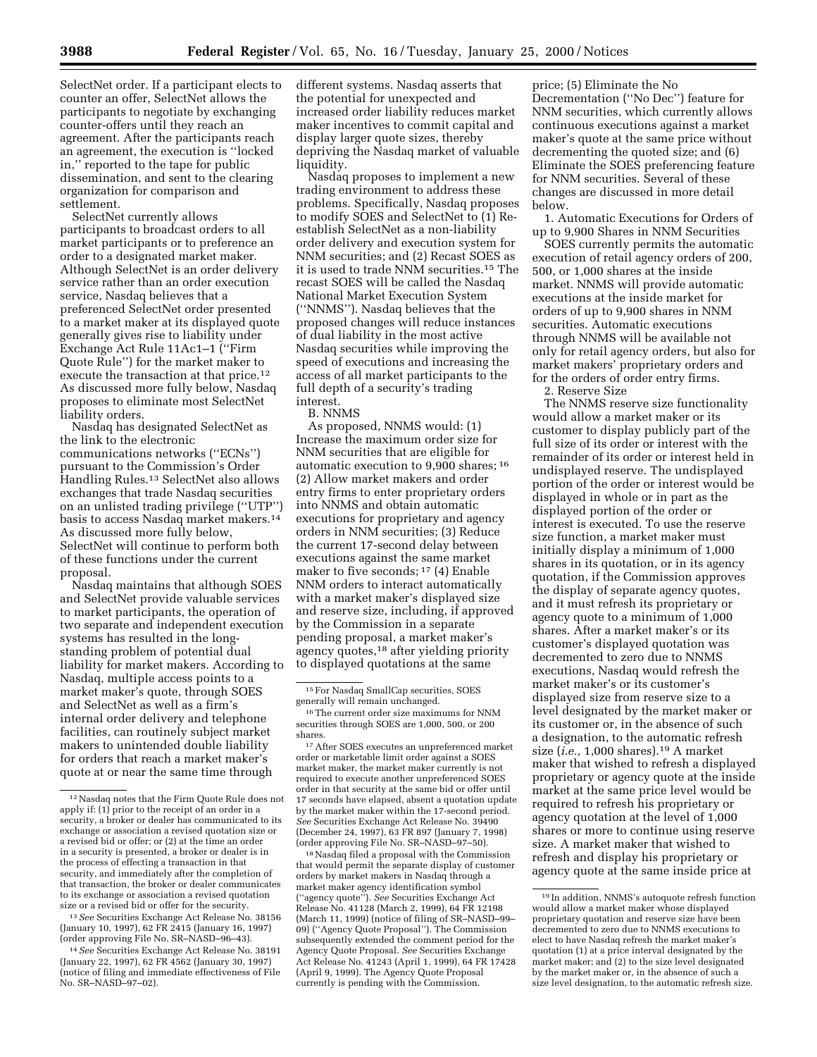SelectNet order. If a participant elects to counter an offer, SelectNet allows the participants to negotiate by exchanging counter-offers until they reach an agreement. After the participants reach an agreement, the execution is "locked in," reported to the tape for public dissemination, and sent to the clearing organization for comparison and settlement.

SelectNet currently allows participants to broadcast orders to all market participants or to preference an order to a designated market maker. Although SelectNet is an order delivery service rather than an order execution service, Nasdaq believes that a preferenced SelectNet order presented to a market maker at its displayed quote generally gives rise to liability under Exchange Act Rule 11Ac1–1 ("Firm Quote Rule") for the market maker to execute the transaction at that price.[12] As discussed more fully below, Nasdaq proposes to eliminate most SelectNet liability orders.

Nasdaq has designated SelectNet as the link to the electronic communications networks ("ECNs") pursuant to the Commission's Order Handling Rules.[13] SelectNet also allows exchanges that trade Nasdaq securities on an unlisted trading privilege ("UTP") basis to access Nasdaq market makers.[14] As discussed more fully below, SelectNet will continue to perform both of these functions under the current proposal.

Nasdaq maintains that although SOES and SelectNet provide valuable services to market participants, the operation of two separate and independent execution systems has resulted in the long-standing problem of potential dual liability for market makers. According to Nasdaq, multiple access points to a market maker's quote, through SOES and SelectNet as well as a firm's internal order delivery and telephone facilities, can routinely subject market makers to unintended double liability for orders that reach a market maker's quote at or near the same time through different systems. Nasdaq asserts that the potential for unexpected and increased order liability reduces market maker incentives to commit capital and display larger quote sizes, thereby depriving the Nasdaq market of valuable liquidity.

Nasdaq proposes to implement a new trading environment to address these problems. Specifically, Nasdaq proposes to modify SOES and SelectNet to (1) Re-establish SelectNet as a non-liability order delivery and execution system for NNM securities; and (2) Recast SOES as it is used to trade NNM securities.[15] The recast SOES will be called the Nasdaq National Market Execution System ("NNMS"). Nasdaq believes that the proposed changes will reduce instances of dual liability in the most active Nasdaq securities while improving the speed of executions and increasing the access of all market participants to the full depth of a security's trading interest.

B. NNMS

As proposed, NNMS would: (1) Increase the maximum order size for NNM securities that are eligible for automatic execution to 9,900 shares;[16] (2) Allow market makers and order entry firms to enter proprietary orders into NNMS and obtain automatic executions for proprietary and agency orders in NNM securities; (3) Reduce the current 17-second delay between executions against the same market maker to five seconds;[17] (4) Enable NNM orders to interact automatically with a market maker's displayed size and reserve size, including, if approved by the Commission in a separate pending proposal, a market maker's agency quotes,[18] after yielding priority to displayed quotations at the same price; (5) Eliminate the No Decrementation ("No Dec") feature for NNM securities, which currently allows continuous executions against a market maker's quote at the same price without decrementing the quoted size; and (6) Eliminate the SOES preferencing feature for NNM securities. Several of these changes are discussed in more detail below.

1. Automatic Executions for Orders of up to 9,900 Shares in NNM Securities

SOES currently permits the automatic execution of retail agency orders of 200, 500, or 1,000 shares at the inside market. NNMS will provide automatic executions at the inside market for orders of up to 9,900 shares in NNM securities. Automatic executions through NNMS will be available not only for retail agency orders, but also for market makers' proprietary orders and for the orders of order entry firms.

2. Reserve Size

The NNMS reserve size functionality would allow a market maker or its customer to display publicly part of the full size of its order or interest with the remainder of its order or interest held in undisplayed reserve. The undisplayed portion of the order or interest would be displayed in whole or in part as the displayed portion of the order or interest is executed. To use the reserve size function, a market maker must initially display a minimum of 1,000 shares in its quotation, or in its agency quotation, if the Commission approves the display of separate agency quotes, and it must refresh its proprietary or agency quote to a minimum of 1,000 shares. After a market maker's or its customer's displayed quotation was decremented to zero due to NNMS executions, Nasdaq would refresh the market maker's or its customer's displayed size from reserve size to a level designated by the market maker or its customer or, in the absence of such a designation, to the automatic refresh size (*i.e.,* 1,000 shares).[19] A market maker that wished to refresh a displayed proprietary or agency quote at the inside market at the same price level would be required to refresh his proprietary or agency quotation at the level of 1,000 shares or more to continue using reserve size. A market maker that wished to refresh and display his proprietary or agency quote at the same inside price at

---

[12] Nasdaq notes that the Firm Quote Rule does not apply if: (1) prior to the receipt of an order in a security, a broker or dealer has communicated to its exchange or association a revised quotation size or a revised bid or offer; or (2) at the time an order in a security is presented, a broker or dealer is in the process of effecting a transaction in that security, and immediately after the completion of that transaction, the broker or dealer communicates to its exchange or association a revised quotation size or a revised bid or offer for the security.

[13] *See* Securities Exchange Act Release No. 38156 (January 10, 1997), 62 FR 2415 (January 16, 1997) (order approving File No. SR–NASD–96–43).

[14] *See* Securities Exchange Act Release No. 38191 (January 22, 1997), 62 FR 4562 (January 30, 1997) (notice of filing and immediate effectiveness of File No. SR–NASD–97–02).

[15] For Nasdaq SmallCap securities, SOES generally will remain unchanged.

[16] The current order size maximums for NNM securities through SOES are 1,000, 500, or 200 shares.

[17] After SOES executes an unpreferenced market order or marketable limit order against a SOES market maker, the market maker currently is not required to execute another unpreferenced SOES order in that security at the same bid or offer until 17 seconds have elapsed, absent a quotation update by the market maker within the 17-second period. *See* Securities Exchange Act Release No. 39490 (December 24, 1997), 63 FR 897 (January 7, 1998) (order approving File No. SR–NASD–97–50).

[18] Nasdaq filed a proposal with the Commission that would permit the separate display of customer orders by market makers in Nasdaq through a market maker agency identification symbol ("agency quote"). *See* Securities Exchange Act Release No. 41128 (March 2, 1999), 64 FR 12198 (March 11, 1999) (notice of filing of SR–NASD–99–09) ("Agency Quote Proposal"). The Commission subsequently extended the comment period for the Agency Quote Proposal. *See* Securities Exchange Act Release No. 41243 (April 1, 1999), 64 FR 17428 (April 9, 1999). The Agency Quote Proposal currently is pending with the Commission.

[19] In addition, NNMS's autoquote refresh function would allow a market maker whose displayed proprietary quotation and reserve size have been decremented to zero due to NNMS executions to elect to have Nasdaq refresh the market maker's quotation (1) at a price interval designated by the market maker; and (2) to the size level designated by the market maker or, in the absence of such a size level designation, to the automatic refresh size.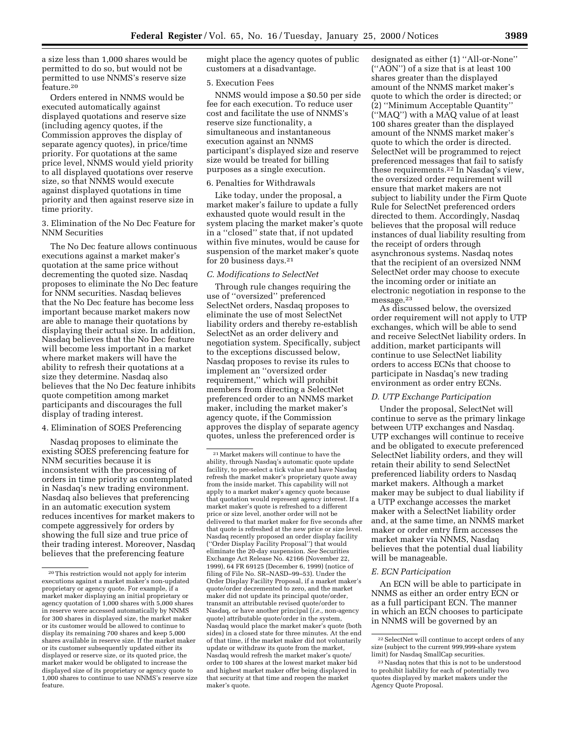a size less than 1,000 shares would be permitted to do so, but would not be permitted to use NNMS's reserve size feature.[20]

Orders entered in NNMS would be executed automatically against displayed quotations and reserve size (including agency quotes, if the Commission approves the display of separate agency quotes), in price/time priority. For quotations at the same price level, NNMS would yield priority to all displayed quotations over reserve size, so that NNMS would execute against displayed quotations in time priority and then against reserve size in time priority.

### 3. Elimination of the No Dec Feature for NNM Securities

The No Dec feature allows continuous executions against a market maker's quotation at the same price without decrementing the quoted size. Nasdaq proposes to eliminate the No Dec feature for NNM securities. Nasdaq believes that the No Dec feature has become less important because market makers now are able to manage their quotations by displaying their actual size. In addition, Nasdaq believes that the No Dec feature will become less important in a market where market makers will have the ability to refresh their quotations at a size they determine. Nasdaq also believes that the No Dec feature inhibits quote competition among market participants and discourages the full display of trading interest.

### 4. Elimination of SOES Preferencing

Nasdaq proposes to eliminate the existing SOES preferencing feature for NNM securities because it is inconsistent with the processing of orders in time priority as contemplated in Nasdaq's new trading environment. Nasdaq also believes that preferencing in an automatic execution system reduces incentives for market makers to compete aggressively for orders by showing the full size and true price of their trading interest. Moreover, Nasdaq believes that the preferencing feature might place the agency quotes of public customers at a disadvantage.

### 5. Execution Fees

NNMS would impose a $0.50 per side fee for each execution. To reduce user cost and facilitate the use of NNMS's reserve size functionality, a simultaneous and instantaneous execution against an NNMS participant's displayed size and reserve size would be treated for billing purposes as a single execution.

### 6. Penalties for Withdrawals

Like today, under the proposal, a market maker's failure to update a fully exhausted quote would result in the system placing the market maker's quote in a "closed" state that, if not updated within five minutes, would be cause for suspension of the market maker's quote for 20 business days.[21]

### *C. Modifications to SelectNet*

Through rule changes requiring the use of "oversized" preferenced SelectNet orders, Nasdaq proposes to eliminate the use of most SelectNet liability orders and thereby re-establish SelectNet as an order delivery and negotiation system. Specifically, subject to the exceptions discussed below, Nasdaq proposes to revise its rules to implement an "oversized order requirement," which will prohibit members from directing a SelectNet preferenced order to an NNMS market maker, including the market maker's agency quote, if the Commission approves the display of separate agency quotes, unless the preferenced order is designated as either (1) "All-or-None" ("AON") of a size that is at least 100 shares greater than the displayed amount of the NNMS market maker's quote to which the order is directed; or (2) "Minimum Acceptable Quantity" ("MAQ") with a MAQ value of at least 100 shares greater than the displayed amount of the NNMS market maker's quote to which the order is directed. SelectNet will be programmed to reject preferenced messages that fail to satisfy these requirements.[22] In Nasdaq's view, the oversized order requirement will ensure that market makers are not subject to liability under the Firm Quote Rule for SelectNet preferenced orders directed to them. Accordingly, Nasdaq believes that the proposal will reduce instances of dual liability resulting from the receipt of orders through asynchronous systems. Nasdaq notes that the recipient of an oversized NNM SelectNet order may choose to execute the incoming order or initiate an electronic negotiation in response to the message.[23]

As discussed below, the oversized order requirement will not apply to UTP exchanges, which will be able to send and receive SelectNet liability orders. In addition, market participants will continue to use SelectNet liability orders to access ECNs that choose to participate in Nasdaq's new trading environment as order entry ECNs.

### *D. UTP Exchange Participation*

Under the proposal, SelectNet will continue to serve as the primary linkage between UTP exchanges and Nasdaq. UTP exchanges will continue to receive and be obligated to execute preferenced SelectNet liability orders, and they will retain their ability to send SelectNet preferenced liability orders to Nasdaq market makers. Although a market maker may be subject to dual liability if a UTP exchange accesses the market maker with a SelectNet liability order and, at the same time, an NNMS market maker or order entry firm accesses the market maker via NNMS, Nasdaq believes that the potential dual liability will be manageable.

### *E. ECN Participation*

An ECN will be able to participate in NNMS as either an order entry ECN or as a full participant ECN. The manner in which an ECN chooses to participate in NNMS will be governed by an

---

[20] This restriction would not apply for interim executions against a market maker's non-updated proprietary or agency quote. For example, if a market maker displaying an initial proprietary or agency quotation of 1,000 shares with 5,000 shares in reserve were accessed automatically by NNMS for 300 shares in displayed size, the market maker or its customer would be allowed to continue to display its remaining 700 shares and keep 5,000 shares available in reserve size. If the market maker or its customer subsequently updated either its displayed or reserve size, or its quoted price, the market maker would be obligated to increase the displayed size of its proprietary or agency quote to 1,000 shares to continue to use NNMS's reserve size feature.

[21] Market makers will continue to have the ability, through Nasdaq's automatic quote update facility, to pre-select a tick value and have Nasdaq refresh the market maker's proprietary quote away from the inside market. This capability will not apply to a market maker's agency quote because that quotation would represent agency interest. If a market maker's quote is refreshed to a different price or size level, another order will not be delivered to that market maker for five seconds after that quote is refreshed at the new price or size level. Nasdaq recently proposed an order display facility ("Order Display Facility Proposal") that would eliminate the 20-day suspension. *See* Securities Exchange Act Release No. 42166 (November 22, 1999), 64 FR 69125 (December 6, 1999) (notice of filing of File No. SR–NASD–99–53). Under the Order Display Facility Proposal, if a market maker's quote/order decremented to zero, and the market maker did not update its principal quote/order, transmit an attributable revised quote/order to Nasdaq, or have another principal (*i.e.,* non-agency quote) attributable quote/order in the system, Nasdaq would place the market maker's quote (both sides) in a closed state for three minutes. At the end of that time, if the market maker did not voluntarily update or withdraw its quote from the market, Nasdaq would refresh the market maker's quote/order to 100 shares at the lowest market maker bid and highest market maker offer being displayed in that security at that time and reopen the market maker's quote.

[22] SelectNet will continue to accept orders of any size (subject to the current 999,999-share system limit) for Nasdaq SmallCap securities.

[23] Nasdaq notes that this is not to be understood to prohibit liability for each of potentially two quotes displayed by market makers under the Agency Quote Proposal.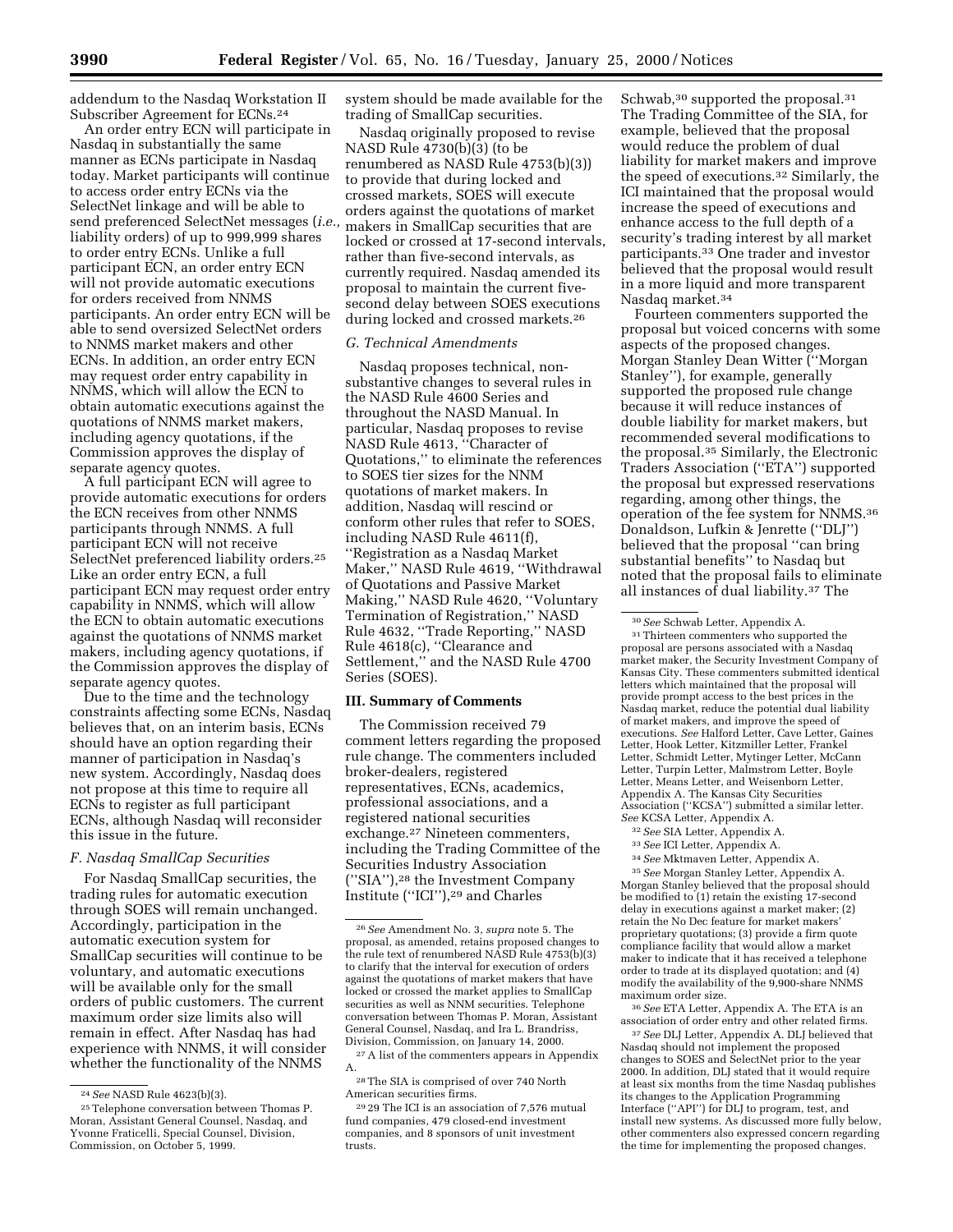addendum to the Nasdaq Workstation II Subscriber Agreement for ECNs.[24]

An order entry ECN will participate in Nasdaq in substantially the same manner as ECNs participate in Nasdaq today. Market participants will continue to access order entry ECNs via the SelectNet linkage and will be able to send preferenced SelectNet messages (*i.e.,* liability orders) of up to 999,999 shares to order entry ECNs. Unlike a full participant ECN, an order entry ECN will not provide automatic executions for orders received from NNMS participants. An order entry ECN will be able to send oversized SelectNet orders to NNMS market makers and other ECNs. In addition, an order entry ECN may request order entry capability in NNMS, which will allow the ECN to obtain automatic executions against the quotations of NNMS market makers, including agency quotations, if the Commission approves the display of separate agency quotes.

A full participant ECN will agree to provide automatic executions for orders the ECN receives from other NNMS participants through NNMS. A full participant ECN will not receive SelectNet preferenced liability orders.[25] Like an order entry ECN, a full participant ECN may request order entry capability in NNMS, which will allow the ECN to obtain automatic executions against the quotations of NNMS market makers, including agency quotations, if the Commission approves the display of separate agency quotes.

Due to the time and the technology constraints affecting some ECNs, Nasdaq believes that, on an interim basis, ECNs should have an option regarding their manner of participation in Nasdaq's new system. Accordingly, Nasdaq does not propose at this time to require all ECNs to register as full participant ECNs, although Nasdaq will reconsider this issue in the future.

### *F. Nasdaq SmallCap Securities*

For Nasdaq SmallCap securities, the trading rules for automatic execution through SOES will remain unchanged. Accordingly, participation in the automatic execution system for SmallCap securities will continue to be voluntary, and automatic executions will be available only for the small orders of public customers. The current maximum order size limits also will remain in effect. After Nasdaq has had experience with NNMS, it will consider whether the functionality of the NNMS system should be made available for the trading of SmallCap securities.

Nasdaq originally proposed to revise NASD Rule 4730(b)(3) (to be renumbered as NASD Rule 4753(b)(3)) to provide that during locked and crossed markets, SOES will execute orders against the quotations of market makers in SmallCap securities that are locked or crossed at 17-second intervals, rather than five-second intervals, as currently required. Nasdaq amended its proposal to maintain the current five-second delay between SOES executions during locked and crossed markets.[26]

### *G. Technical Amendments*

Nasdaq proposes technical, non-substantive changes to several rules in the NASD Rule 4600 Series and throughout the NASD Manual. In particular, Nasdaq proposes to revise NASD Rule 4613, "Character of Quotations," to eliminate the references to SOES tier sizes for the NNM quotations of market makers. In addition, Nasdaq will rescind or conform other rules that refer to SOES, including NASD Rule 4611(f), "Registration as a Nasdaq Market Maker," NASD Rule 4619, "Withdrawal of Quotations and Passive Market Making," NASD Rule 4620, "Voluntary Termination of Registration," NASD Rule 4632, "Trade Reporting," NASD Rule 4618(c), "Clearance and Settlement," and the NASD Rule 4700 Series (SOES).

## III. Summary of Comments

The Commission received 79 comment letters regarding the proposed rule change. The commenters included broker-dealers, registered representatives, ECNs, academics, professional associations, and a registered national securities exchange.[27] Nineteen commenters, including the Trading Committee of the Securities Industry Association ("SIA"),[28] the Investment Company Institute ("ICI"),[29] and Charles Schwab,[30] supported the proposal.[31] The Trading Committee of the SIA, for example, believed that the proposal would reduce the problem of dual liability for market makers and improve the speed of executions.[32] Similarly, the ICI maintained that the proposal would increase the speed of executions and enhance access to the full depth of a security's trading interest by all market participants.[33] One trader and investor believed that the proposal would result in a more liquid and more transparent Nasdaq market.[34]

Fourteen commenters supported the proposal but voiced concerns with some aspects of the proposed changes. Morgan Stanley Dean Witter ("Morgan Stanley"), for example, generally supported the proposed rule change because it will reduce instances of double liability for market makers, but recommended several modifications to the proposal.[35] Similarly, the Electronic Traders Association ("ETA") supported the proposal but expressed reservations regarding, among other things, the operation of the fee system for NNMS.[36] Donaldson, Lufkin & Jenrette ("DLJ") believed that the proposal "can bring substantial benefits" to Nasdaq but noted that the proposal fails to eliminate all instances of dual liability.[37] The

---

[24] *See* NASD Rule 4623(b)(3).

[25] Telephone conversation between Thomas P. Moran, Assistant General Counsel, Nasdaq, and Yvonne Fraticelli, Special Counsel, Division, Commission, on October 5, 1999.

[26] *See* Amendment No. 3, *supra* note 5. The proposal, as amended, retains proposed changes to the rule text of renumbered NASD Rule 4753(b)(3) to clarify that the interval for execution of orders against the quotations of market makers that have locked or crossed the market applies to SmallCap securities as well as NNM securities. Telephone conversation between Thomas P. Moran, Assistant General Counsel, Nasdaq, and Ira L. Brandriss, Division, Commission, on January 14, 2000.

[27] A list of the commenters appears in Appendix A.

[28] The SIA is comprised of over 740 North American securities firms.

[29] The ICI is an association of 7,576 mutual fund companies, 479 closed-end investment companies, and 8 sponsors of unit investment trusts.

[30] *See* Schwab Letter, Appendix A.

[31] Thirteen commenters who supported the proposal are persons associated with a Nasdaq market maker, the Security Investment Company of Kansas City. These commenters submitted identical letters which maintained that the proposal will provide prompt access to the best prices in the Nasdaq market, reduce the potential dual liability of market makers, and improve the speed of executions. *See* Halford Letter, Cave Letter, Gaines Letter, Hook Letter, Kitzmiller Letter, Frankel Letter, Schmidt Letter, Mytinger Letter, McCann Letter, Turpin Letter, Malmstrom Letter, Boyle Letter, Means Letter, and Weisenborn Letter, Appendix A. The Kansas City Securities Association ("KCSA") submitted a similar letter. *See* KCSA Letter, Appendix A.

[32] *See* SIA Letter, Appendix A.

[33] *See* ICI Letter, Appendix A.

[34] *See* Mktmaven Letter, Appendix A.

[35] *See* Morgan Stanley Letter, Appendix A. Morgan Stanley believed that the proposal should be modified to (1) retain the existing 17-second delay in executions against a market maker; (2) retain the No Dec feature for market makers' proprietary quotations; (3) provide a firm quote compliance facility that would allow a market maker to indicate that it has received a telephone order to trade at its displayed quotation; and (4) modify the availability of the 9,900-share NNMS maximum order size.

[36] *See* ETA Letter, Appendix A. The ETA is an association of order entry and other related firms.

[37] *See* DLJ Letter, Appendix A. DLJ believed that Nasdaq should not implement the proposed changes to SOES and SelectNet prior to the year 2000. In addition, DLJ stated that it would require at least six months from the time Nasdaq publishes its changes to the Application Programming Interface ("API") for DLJ to program, test, and install new systems. As discussed more fully below, other commenters also expressed concern regarding the time for implementing the proposed changes.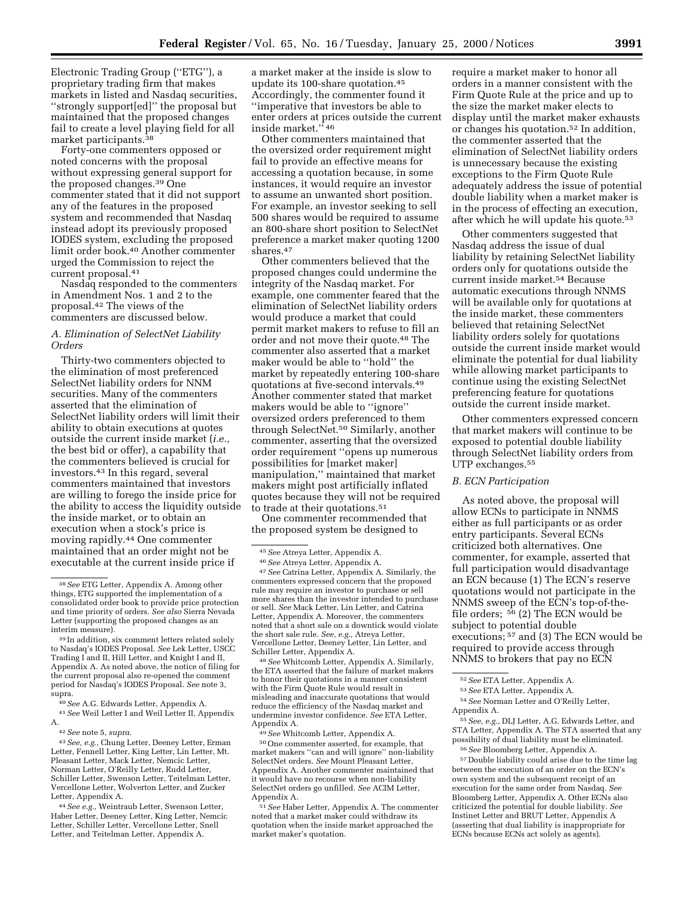Electronic Trading Group ("ETG"), a proprietary trading firm that makes markets in listed and Nasdaq securities, "strongly support[ed]" the proposal but maintained that the proposed changes fail to create a level playing field for all market participants.[38]

Forty-one commenters opposed or noted concerns with the proposal without expressing general support for the proposed changes.[39] One commenter stated that it did not support any of the features in the proposed system and recommended that Nasdaq instead adopt its previously proposed IODES system, excluding the proposed limit order book.[40] Another commenter urged the Commission to reject the current proposal.[41]

Nasdaq responded to the commenters in Amendment Nos. 1 and 2 to the proposal.[42] The views of the commenters are discussed below.

### *A. Elimination of SelectNet Liability Orders*

Thirty-two commenters objected to the elimination of most preferenced SelectNet liability orders for NNM securities. Many of the commenters asserted that the elimination of SelectNet liability orders will limit their ability to obtain executions at quotes outside the current inside market (*i.e.,* the best bid or offer), a capability that the commenters believed is crucial for investors.[43] In this regard, several commenters maintained that investors are willing to forego the inside price for the ability to access the liquidity outside the inside market, or to obtain an execution when a stock's price is moving rapidly.[44] One commenter maintained that an order might not be executable at the current inside price if a market maker at the inside is slow to update its 100-share quotation.[45] Accordingly, the commenter found it "imperative that investors be able to enter orders at prices outside the current inside market." [46]

Other commenters maintained that the oversized order requirement might fail to provide an effective means for accessing a quotation because, in some instances, it would require an investor to assume an unwanted short position. For example, an investor seeking to sell 500 shares would be required to assume an 800-share short position to SelectNet preference a market maker quoting 1200 shares.[47]

Other commenters believed that the proposed changes could undermine the integrity of the Nasdaq market. For example, one commenter feared that the elimination of SelectNet liability orders would produce a market that could permit market makers to refuse to fill an order and not move their quote.[48] The commenter also asserted that a market maker would be able to "hold" the market by repeatedly entering 100-share quotations at five-second intervals.[49] Another commenter stated that market makers would be able to "ignore" oversized orders preferenced to them through SelectNet.[50] Similarly, another commenter, asserting that the oversized order requirement "opens up numerous possibilities for [market maker] manipulation," maintained that market makers might post artificially inflated quotes because they will not be required to trade at their quotations.[51]

One commenter recommended that the proposed system be designed to require a market maker to honor all orders in a manner consistent with the Firm Quote Rule at the price and up to the size the market maker elects to display until the market maker exhausts or changes his quotation.[52] In addition, the commenter asserted that the elimination of SelectNet liability orders is unnecessary because the existing exceptions to the Firm Quote Rule adequately address the issue of potential double liability when a market maker is in the process of effecting an execution, after which he will update his quote.[53]

Other commenters suggested that Nasdaq address the issue of dual liability by retaining SelectNet liability orders only for quotations outside the current inside market.[54] Because automatic executions through NNMS will be available only for quotations at the inside market, these commenters believed that retaining SelectNet liability orders solely for quotations outside the current inside market would eliminate the potential for dual liability while allowing market participants to continue using the existing SelectNet preferencing feature for quotations outside the current inside market.

Other commenters expressed concern that market makers will continue to be exposed to potential double liability through SelectNet liability orders from UTP exchanges.[55]

### *B. ECN Participation*

As noted above, the proposal will allow ECNs to participate in NNMS either as full participants or as order entry participants. Several ECNs criticized both alternatives. One commenter, for example, asserted that full participation would disadvantage an ECN because (1) The ECN's reserve quotations would not participate in the NNMS sweep of the ECN's top-of-the-file orders; [56] (2) The ECN would be subject to potential double executions; [57] and (3) The ECN would be required to provide access through NNMS to brokers that pay no ECN

---

[38] *See* ETG Letter, Appendix A. Among other things, ETG supported the implementation of a consolidated order book to provide price protection and time priority of orders. *See also* Sierra Nevada Letter (supporting the proposed changes as an interim measure).

[39] In addition, six comment letters related solely to Nasdaq's IODES Proposal. *See* Lek Letter, USCC Trading I and II, Hill Letter, and Knight I and II, Appendix A. As noted above, the notice of filing for the current proposal also re-opened the comment period for Nasdaq's IODES Proposal. *See* note 3, supra.

[40] *See* A.G. Edwards Letter, Appendix A.

[41] *See* Weil Letter I and Weil Letter II, Appendix A.

[42] *See* note 5, *supra.*

[43] *See, e.g.,* Chung Letter, Deeney Letter, Erman Letter, Fennell Letter, King Letter, Lin Letter, Mt. Pleasant Letter, Mack Letter, Nemcic Letter, Norman Letter, O'Reilly Letter, Rudd Letter, Schiller Letter, Swenson Letter, Teitelman Letter, Vercellone Letter, Wolverton Letter, and Zucker Letter, Appendix A.

[44] *See e.g.,* Weintraub Letter, Swenson Letter, Haber Letter, Deeney Letter, King Letter, Nemcic Letter, Schiller Letter, Vercellone Letter, Snell Letter, and Teitelman Letter, Appendix A.

[45] *See* Atreya Letter, Appendix A.

[46] *See* Atreya Letter, Appendix A.

[47] *See* Catrina Letter, Appendix A. Similarly, the commenters expressed concern that the proposed rule may require an investor to purchase or sell more shares than the investor intended to purchase or sell. *See* Mack Letter, Lin Letter, and Catrina Letter, Appendix A. Moreover, the commenters noted that a short sale on a downtick would violate the short sale rule. *See, e.g.,* Atreya Letter, Vercellone Letter, Deeney Letter, Lin Letter, and Schiller Letter, Appendix A.

[48] *See* Whitcomb Letter, Appendix A. Similarly, the ETA asserted that the failure of market makers to honor their quotations in a manner consistent with the Firm Quote Rule would result in misleading and inaccurate quotations that would reduce the efficiency of the Nasdaq market and undermine investor confidence. *See* ETA Letter, Appendix A.

[49] *See* Whitcomb Letter, Appendix A.

[50] One commenter asserted, for example, that market makers "can and will ignore" non-liability SelectNet orders. *See* Mount Pleasant Letter, Appendix A. Another commenter maintained that it would have no recourse when non-liability SelectNet orders go unfilled. *See* ACIM Letter, Appendix A.

[51] *See* Haber Letter, Appendix A. The commenter noted that a market maker could withdraw its quotation when the inside market approached the market maker's quotation.

[52] *See* ETA Letter, Appendix A.

[53] *See* ETA Letter, Appendix A.

[54] *See* Norman Letter and O'Reilly Letter, Appendix A.

[55] *See, e.g.,* DLJ Letter, A.G. Edwards Letter, and STA Letter, Appendix A. The STA asserted that any possibility of dual liability must be eliminated.

[56] *See* Bloomberg Letter, Appendix A.

[57] Double liability could arise due to the time lag between the execution of an order on the ECN's own system and the subsequent receipt of an execution for the same order from Nasdaq. *See* Bloomberg Letter, Appendix A. Other ECNs also criticized the potential for double liability. *See* Instinet Letter and BRUT Letter, Appendix A (asserting that dual liability is inappropriate for ECNs because ECNs act solely as agents).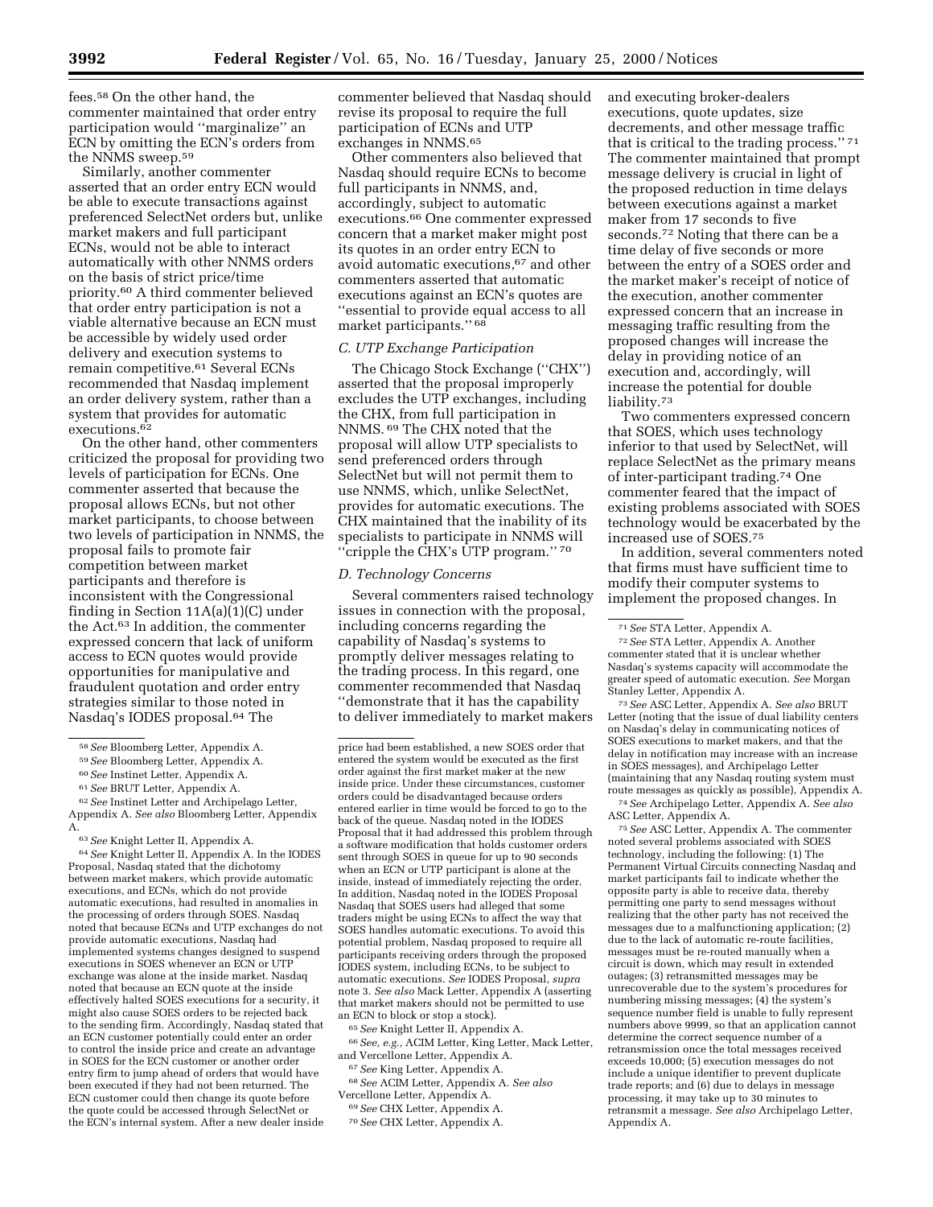fees.[58] On the other hand, the commenter maintained that order entry participation would ''marginalize'' an ECN by omitting the ECN's orders from the NNMS sweep.[59]

Similarly, another commenter asserted that an order entry ECN would be able to execute transactions against preferenced SelectNet orders but, unlike market makers and full participant ECNs, would not be able to interact automatically with other NNMS orders on the basis of strict price/time priority.[60] A third commenter believed that order entry participation is not a viable alternative because an ECN must be accessible by widely used order delivery and execution systems to remain competitive.[61] Several ECNs recommended that Nasdaq implement an order delivery system, rather than a system that provides for automatic executions.[62]

On the other hand, other commenters criticized the proposal for providing two levels of participation for ECNs. One commenter asserted that because the proposal allows ECNs, but not other market participants, to choose between two levels of participation in NNMS, the proposal fails to promote fair competition between market participants and therefore is inconsistent with the Congressional finding in Section 11A(a)(1)(C) under the Act.[63] In addition, the commenter expressed concern that lack of uniform access to ECN quotes would provide opportunities for manipulative and fraudulent quotation and order entry strategies similar to those noted in Nasdaq's IODES proposal.[64] The commenter believed that Nasdaq should revise its proposal to require the full participation of ECNs and UTP exchanges in NNMS.[65]

Other commenters also believed that Nasdaq should require ECNs to become full participants in NNMS, and, accordingly, subject to automatic executions.[66] One commenter expressed concern that a market maker might post its quotes in an order entry ECN to avoid automatic executions,[67] and other commenters asserted that automatic executions against an ECN's quotes are ''essential to provide equal access to all market participants.''[68]

### C. UTP Exchange Participation

The Chicago Stock Exchange (''CHX'') asserted that the proposal improperly excludes the UTP exchanges, including the CHX, from full participation in NNMS.[69] The CHX noted that the proposal will allow UTP specialists to send preferenced orders through SelectNet but will not permit them to use NNMS, which, unlike SelectNet, provides for automatic executions. The CHX maintained that the inability of its specialists to participate in NNMS will ''cripple the CHX's UTP program.''[70]

### D. Technology Concerns

Several commenters raised technology issues in connection with the proposal, including concerns regarding the capability of Nasdaq's systems to promptly deliver messages relating to the trading process. In this regard, one commenter recommended that Nasdaq ''demonstrate that it has the capability to deliver immediately to market makers and executing broker-dealers executions, quote updates, size decrements, and other message traffic that is critical to the trading process.''[71] The commenter maintained that prompt message delivery is crucial in light of the proposed reduction in time delays between executions against a market maker from 17 seconds to five seconds.[72] Noting that there can be a time delay of five seconds or more between the entry of a SOES order and the market maker's receipt of notice of the execution, another commenter expressed concern that an increase in messaging traffic resulting from the proposed changes will increase the delay in providing notice of an execution and, accordingly, will increase the potential for double liability.[73]

Two commenters expressed concern that SOES, which uses technology inferior to that used by SelectNet, will replace SelectNet as the primary means of inter-participant trading.[74] One commenter feared that the impact of existing problems associated with SOES technology would be exacerbated by the increased use of SOES.[75]

In addition, several commenters noted that firms must have sufficient time to modify their computer systems to implement the proposed changes. In

---

[58] *See* Bloomberg Letter, Appendix A.

[59] *See* Bloomberg Letter, Appendix A.

[60] *See* Instinet Letter, Appendix A.

[61] *See* BRUT Letter, Appendix A.

[62] *See* Instinet Letter and Archipelago Letter, Appendix A. *See also* Bloomberg Letter, Appendix A.

[63] *See* Knight Letter II, Appendix A.

[64] *See* Knight Letter II, Appendix A. In the IODES Proposal, Nasdaq stated that the dichotomy between market makers, which provide automatic executions, and ECNs, which do not provide automatic executions, had resulted in anomalies in the processing of orders through SOES. Nasdaq noted that because ECNs and UTP exchanges do not provide automatic executions, Nasdaq had implemented systems changes designed to suspend executions in SOES whenever an ECN or UTP exchange was alone at the inside market. Nasdaq noted that because an ECN quote at the inside effectively halted SOES executions for a security, it might also cause SOES orders to be rejected back to the sending firm. Accordingly, Nasdaq stated that an ECN customer potentially could enter an order to control the inside price and create an advantage in SOES for the ECN customer or another order entry firm to jump ahead of orders that would have been executed if they had not been returned. The ECN customer could then change its quote before the quote could be accessed through SelectNet or the ECN's internal system. After a new dealer inside price had been established, a new SOES order that entered the system would be executed as the first order against the first market maker at the new inside price. Under these circumstances, customer orders could be disadvantaged because orders entered earlier in time would be forced to go to the back of the queue. Nasdaq noted in the IODES Proposal that it had addressed this problem through a software modification that holds customer orders sent through SOES in queue for up to 90 seconds when an ECN or UTP participant is alone at the inside, instead of immediately rejecting the order. In addition, Nasdaq noted in the IODES Proposal Nasdaq that SOES users had alleged that some traders might be using ECNs to affect the way that SOES handles automatic executions. To avoid this potential problem, Nasdaq proposed to require all participants receiving orders through the proposed IODES system, including ECNs, to be subject to automatic executions. *See* IODES Proposal, *supra* note 3. *See also* Mack Letter, Appendix A (asserting that market makers should not be permitted to use an ECN to block or stop a stock).

[65] *See* Knight Letter II, Appendix A.

[66] *See, e.g.,* ACIM Letter, King Letter, Mack Letter, and Vercellone Letter, Appendix A.

[67] *See* King Letter, Appendix A.

[68] *See* ACIM Letter, Appendix A. *See also* Vercellone Letter, Appendix A.

[69] *See* CHX Letter, Appendix A.

[70] *See* CHX Letter, Appendix A.

[71] *See* STA Letter, Appendix A.

[72] *See* STA Letter, Appendix A. Another commenter stated that it is unclear whether Nasdaq's systems capacity will accommodate the greater speed of automatic execution. *See* Morgan Stanley Letter, Appendix A.

[73] *See* ASC Letter, Appendix A. *See also* BRUT Letter (noting that the issue of dual liability centers on Nasdaq's delay in communicating notices of SOES executions to market makers, and that the delay in notification may increase with an increase in SOES messages), and Archipelago Letter (maintaining that any Nasdaq routing system must route messages as quickly as possible), Appendix A.

[74] *See* Archipelago Letter, Appendix A. *See also* ASC Letter, Appendix A.

[75] *See* ASC Letter, Appendix A. The commenter noted several problems associated with SOES technology, including the following: (1) The Permanent Virtual Circuits connecting Nasdaq and market participants fail to indicate whether the opposite party is able to receive data, thereby permitting one party to send messages without realizing that the other party has not received the messages due to a malfunctioning application; (2) due to the lack of automatic re-route facilities, messages must be re-routed manually when a circuit is down, which may result in extended outages; (3) retransmitted messages may be unrecoverable due to the system's procedures for numbering missing messages; (4) the system's sequence number field is unable to fully represent numbers above 9999, so that an application cannot determine the correct sequence number of a retransmission once the total messages received exceeds 10,000; (5) execution messages do not include a unique identifier to prevent duplicate trade reports; and (6) due to delays in message processing, it may take up to 30 minutes to retransmit a message. *See also* Archipelago Letter, Appendix A.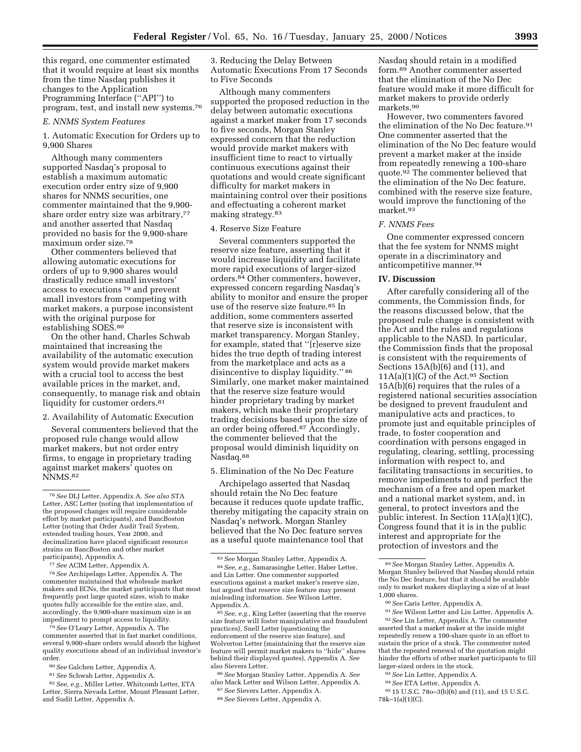this regard, one commenter estimated that it would require at least six months from the time Nasdaq publishes it changes to the Application Programming Interface (''API'') to program, test, and install new systems.[76]

*E. NNMS System Features*

1. Automatic Execution for Orders up to 9,900 Shares

Although many commenters supported Nasdaq's proposal to establish a maximum automatic execution order entry size of 9,900 shares for NNMS securities, one commenter maintained that the 9,900-share order entry size was arbitrary,[77] and another asserted that Nasdaq provided no basis for the 9,900-share maximum order size.[78]

Other commenters believed that allowing automatic executions for orders of up to 9,900 shares would drastically reduce small investors' access to executions[79] and prevent small investors from competing with market makers, a purpose inconsistent with the original purpose for establishing SOES.[80]

On the other hand, Charles Schwab maintained that increasing the availability of the automatic execution system would provide market makers with a crucial tool to access the best available prices in the market, and, consequently, to manage risk and obtain liquidity for customer orders.[81]

2. Availability of Automatic Execution

Several commenters believed that the proposed rule change would allow market makers, but not order entry firms, to engage in proprietary trading against market makers' quotes on NNMS.[82]

3. Reducing the Delay Between Automatic Executions From 17 Seconds to Five Seconds

Although many commenters supported the proposed reduction in the delay between automatic executions against a market maker from 17 seconds to five seconds, Morgan Stanley expressed concern that the reduction would provide market makers with insufficient time to react to virtually continuous executions against their quotations and would create significant difficulty for market makers in maintaining control over their positions and effectuating a coherent market making strategy.[83]

4. Reserve Size Feature

Several commenters supported the reserve size feature, asserting that it would increase liquidity and facilitate more rapid executions of larger-sized orders.[84] Other commenters, however, expressed concern regarding Nasdaq's ability to monitor and ensure the proper use of the reserve size feature.[85] In addition, some commenters asserted that reserve size is inconsistent with market transparency. Morgan Stanley, for example, stated that ''[r]eserve size hides the true depth of trading interest from the marketplace and acts as a disincentive to display liquidity.''[86] Similarly, one market maker maintained that the reserve size feature would hinder proprietary trading by market makers, which make their proprietary trading decisions based upon the size of an order being offered.[87] Accordingly, the commenter believed that the proposal would diminish liquidity on Nasdaq.[88]

5. Elimination of the No Dec Feature

Archipelago asserted that Nasdaq should retain the No Dec feature because it reduces quote update traffic, thereby mitigating the capacity strain on Nasdaq's network. Morgan Stanley believed that the No Dec feature serves as a useful quote maintenance tool that Nasdaq should retain in a modified form.[89] Another commenter asserted that the elimination of the No Dec feature would make it more difficult for market makers to provide orderly markets.[90]

However, two commenters favored the elimination of the No Dec feature.[91] One commenter asserted that the elimination of the No Dec feature would prevent a market maker at the inside from repeatedly renewing a 100-share quote.[92] The commenter believed that the elimination of the No Dec feature, combined with the reserve size feature, would improve the functioning of the market.[93]

*F. NNMS Fees*

One commenter expressed concern that the fee system for NNMS might operate in a discriminatory and anticompetitive manner.[94]

**IV. Discussion**

After carefully considering all of the comments, the Commission finds, for the reasons discussed below, that the proposed rule change is consistent with the Act and the rules and regulations applicable to the NASD. In particular, the Commission finds that the proposal is consistent with the requirements of Sections 15A(b)(6) and (11), and 11A(a)(1)(C) of the Act.[95] Section 15A(b)(6) requires that the rules of a registered national securities association be designed to prevent fraudulent and manipulative acts and practices, to promote just and equitable principles of trade, to foster cooperation and coordination with persons engaged in regulating, clearing, settling, processing information with respect to, and facilitating transactions in securities, to remove impediments to and perfect the mechanism of a free and open market and a national market system, and, in general, to protect investors and the public interest. In Section 11A(a)(1)(C), Congress found that it is in the public interest and appropriate for the protection of investors and the

---

[76] *See* DLJ Letter, Appendix A. *See also* STA Letter, ASC Letter (noting that implementation of the proposed changes will require considerable effort by market participants), and BancBoston Letter (noting that Order Audit Trail System, extended trading hours, Year 2000, and decimalization have placed significant resource strains on BancBoston and other market participants), Appendix A.

[77] *See* ACIM Letter, Appendix A.

[78] *See* Archipelago Letter, Appendix A. The commenter maintained that wholesale market makers and ECNs, the market participants that most frequently post large quoted sizes, wish to make quotes fully accessible for the entire size, and, accordingly, the 9,900-share maximum size is an impediment to prompt access to liquidity.

[79] *See* O'Leary Letter, Appendix A. The commenter asserted that in fast market conditions, several 9,900-share orders would absorb the highest quality executions ahead of an individual investor's order.

[80] *See* Galchen Letter, Appendix A.

[81] *See* Schwab Letter, Appendix A.

[82] *See, e.g.,* Miller Letter, Whitcomb Letter, ETA Letter, Sierra Nevada Letter, Mount Pleasant Letter, and Sudit Letter, Appendix A.

[83] *See* Morgan Stanley Letter, Appendix A.

[84] *See, e.g.,* Samarasinghe Letter, Haber Letter, and Lin Letter. One commenter supported executions against a market maker's reserve size, but argued that reserve size feature may present misleading information. *See* Wilson Letter, Appendix A.

[85] *See, e.g.,* King Letter (asserting that the reserve size feature will foster manipulative and fraudulent practices), Snell Letter (questioning the enforcement of the reserve size feature), and Wolverton Letter (maintaining that the reserve size feature will permit market makers to ''hide'' shares behind their displayed quotes), Appendix A. *See* also Sievers Letter.

[86] *See* Morgan Stanley Letter, Appendix A. *See also* Mack Letter and Wilson Letter, Appendix A.

[87] *See* Sievers Letter, Appendix A.

[88] *See* Sievers Letter, Appendix A.

[89] *See* Morgan Stanley Letter, Appendix A. Morgan Stanley believed that Nasdaq should retain the No Dec feature, but that it should be available only to market makers displaying a size of at least 1,000 shares.

[90] *See* Caris Letter, Appendix A.

[91] *See* Wilson Letter and Lin Letter, Appendix A.

[92] *See* Lin Letter, Appendix A. The commenter asserted that a market maker at the inside might repeatedly renew a 100-share quote in an effort to sustain the price of a stock. The commenter noted that the repeated renewal of the quotation might hinder the efforts of other market participants to fill larger-sized orders in the stock.

[93] *See* Lin Letter, Appendix A.

[94] *See* ETA Letter, Appendix A.

[95] 15 U.S.C. 78o–3(b)(6) and (11), and 15 U.S.C. 78k–1(a)(1)(C).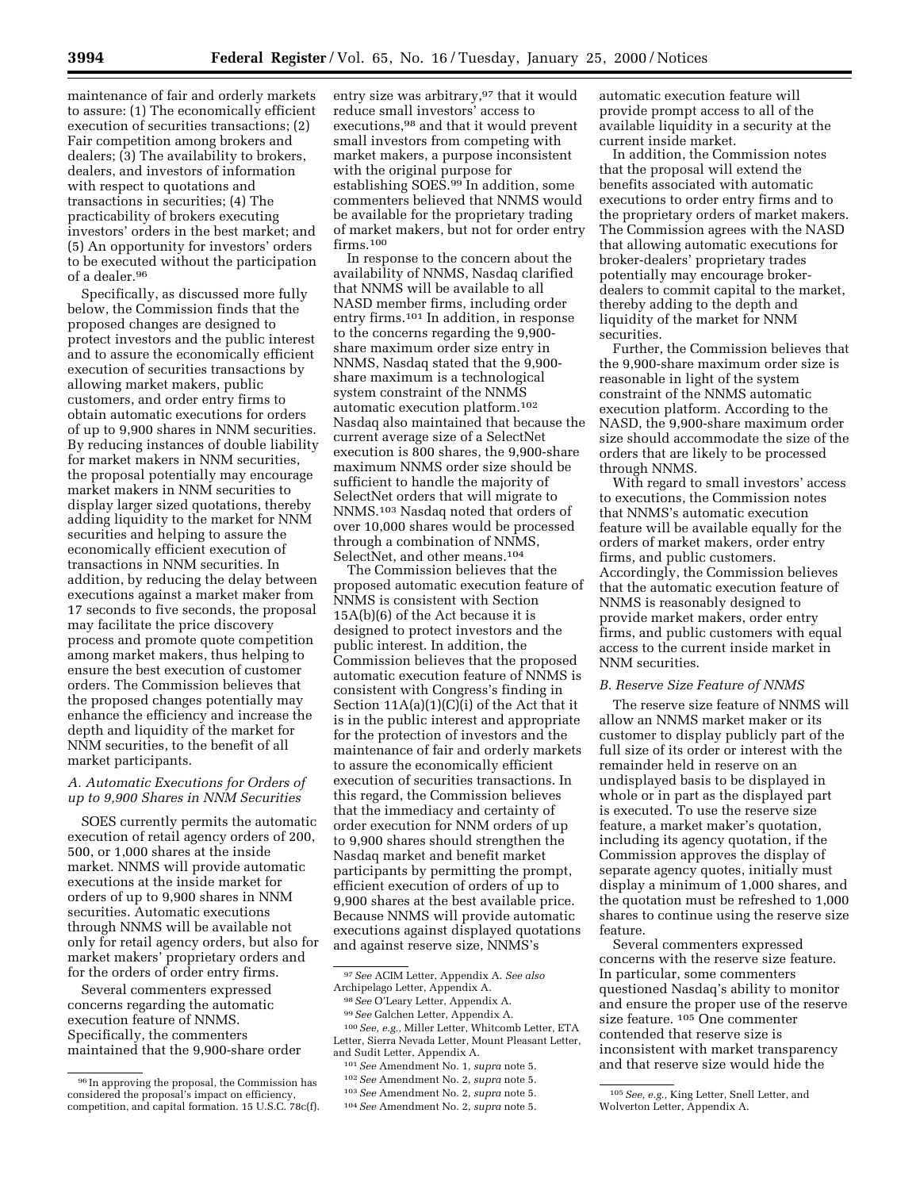maintenance of fair and orderly markets to assure: (1) The economically efficient execution of securities transactions; (2) Fair competition among brokers and dealers; (3) The availability to brokers, dealers, and investors of information with respect to quotations and transactions in securities; (4) The practicability of brokers executing investors' orders in the best market; and (5) An opportunity for investors' orders to be executed without the participation of a dealer.[96]

Specifically, as discussed more fully below, the Commission finds that the proposed changes are designed to protect investors and the public interest and to assure the economically efficient execution of securities transactions by allowing market makers, public customers, and order entry firms to obtain automatic executions for orders of up to 9,900 shares in NNM securities. By reducing instances of double liability for market makers in NNM securities, the proposal potentially may encourage market makers in NNM securities to display larger sized quotations, thereby adding liquidity to the market for NNM securities and helping to assure the economically efficient execution of transactions in NNM securities. In addition, by reducing the delay between executions against a market maker from 17 seconds to five seconds, the proposal may facilitate the price discovery process and promote quote competition among market makers, thus helping to ensure the best execution of customer orders. The Commission believes that the proposed changes potentially may enhance the efficiency and increase the depth and liquidity of the market for NNM securities, to the benefit of all market participants.

### *A. Automatic Executions for Orders of up to 9,900 Shares in NNM Securities*

SOES currently permits the automatic execution of retail agency orders of 200, 500, or 1,000 shares at the inside market. NNMS will provide automatic executions at the inside market for orders of up to 9,900 shares in NNM securities. Automatic executions through NNMS will be available not only for retail agency orders, but also for market makers' proprietary orders and for the orders of order entry firms.

Several commenters expressed concerns regarding the automatic execution feature of NNMS. Specifically, the commenters maintained that the 9,900-share order entry size was arbitrary,[97] that it would reduce small investors' access to executions,[98] and that it would prevent small investors from competing with market makers, a purpose inconsistent with the original purpose for establishing SOES.[99] In addition, some commenters believed that NNMS would be available for the proprietary trading of market makers, but not for order entry firms.[100]

In response to the concern about the availability of NNMS, Nasdaq clarified that NNMS will be available to all NASD member firms, including order entry firms.[101] In addition, in response to the concerns regarding the 9,900-share maximum order size entry in NNMS, Nasdaq stated that the 9,900-share maximum is a technological system constraint of the NNMS automatic execution platform.[102] Nasdaq also maintained that because the current average size of a SelectNet execution is 800 shares, the 9,900-share maximum NNMS order size should be sufficient to handle the majority of SelectNet orders that will migrate to NNMS.[103] Nasdaq noted that orders of over 10,000 shares would be processed through a combination of NNMS, SelectNet, and other means.[104]

The Commission believes that the proposed automatic execution feature of NNMS is consistent with Section 15A(b)(6) of the Act because it is designed to protect investors and the public interest. In addition, the Commission believes that the proposed automatic execution feature of NNMS is consistent with Congress's finding in Section 11A(a)(1)(C)(i) of the Act that it is in the public interest and appropriate for the protection of investors and the maintenance of fair and orderly markets to assure the economically efficient execution of securities transactions. In this regard, the Commission believes that the immediacy and certainty of order execution for NNM orders of up to 9,900 shares should strengthen the Nasdaq market and benefit market participants by permitting the prompt, efficient execution of orders of up to 9,900 shares at the best available price. Because NNMS will provide automatic executions against displayed quotations and against reserve size, NNMS's automatic execution feature will provide prompt access to all of the available liquidity in a security at the current inside market.

In addition, the Commission notes that the proposal will extend the benefits associated with automatic executions to order entry firms and to the proprietary orders of market makers. The Commission agrees with the NASD that allowing automatic executions for broker-dealers' proprietary trades potentially may encourage broker-dealers to commit capital to the market, thereby adding to the depth and liquidity of the market for NNM securities.

Further, the Commission believes that the 9,900-share maximum order size is reasonable in light of the system constraint of the NNMS automatic execution platform. According to the NASD, the 9,900-share maximum order size should accommodate the size of the orders that are likely to be processed through NNMS.

With regard to small investors' access to executions, the Commission notes that NNMS's automatic execution feature will be available equally for the orders of market makers, order entry firms, and public customers. Accordingly, the Commission believes that the automatic execution feature of NNMS is reasonably designed to provide market makers, order entry firms, and public customers with equal access to the current inside market in NNM securities.

### *B. Reserve Size Feature of NNMS*

The reserve size feature of NNMS will allow an NNMS market maker or its customer to display publicly part of the full size of its order or interest with the remainder held in reserve on an undisplayed basis to be displayed in whole or in part as the displayed part is executed. To use the reserve size feature, a market maker's quotation, including its agency quotation, if the Commission approves the display of separate agency quotes, initially must display a minimum of 1,000 shares, and the quotation must be refreshed to 1,000 shares to continue using the reserve size feature.

Several commenters expressed concerns with the reserve size feature. In particular, some commenters questioned Nasdaq's ability to monitor and ensure the proper use of the reserve size feature.[105] One commenter contended that reserve size is inconsistent with market transparency and that reserve size would hide the

---

[96] In approving the proposal, the Commission has considered the proposal's impact on efficiency, competition, and capital formation. 15 U.S.C. 78c(f).

[97] *See* ACIM Letter, Appendix A. *See also* Archipelago Letter, Appendix A.

[98] *See* O'Leary Letter, Appendix A.

[99] *See* Galchen Letter, Appendix A.

[100] *See, e.g.,* Miller Letter, Whitcomb Letter, ETA Letter, Sierra Nevada Letter, Mount Pleasant Letter, and Sudit Letter, Appendix A.

[101] *See* Amendment No. 1, *supra* note 5.

[102] *See* Amendment No. 2, *supra* note 5.

[103] *See* Amendment No. 2, *supra* note 5.

[104] *See* Amendment No. 2, *supra* note 5.

[105] *See, e.g.,* King Letter, Snell Letter, and Wolverton Letter, Appendix A.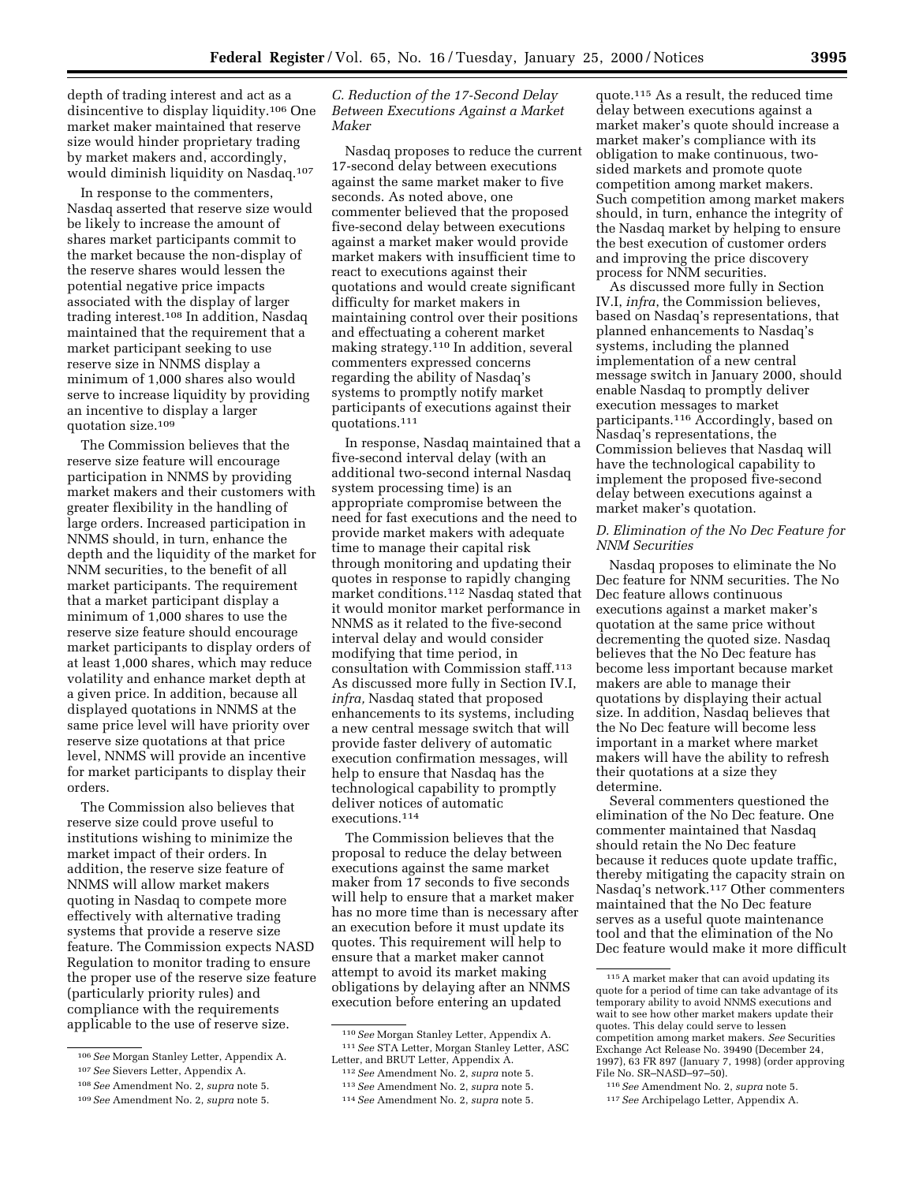depth of trading interest and act as a disincentive to display liquidity.[106] One market maker maintained that reserve size would hinder proprietary trading by market makers and, accordingly, would diminish liquidity on Nasdaq.[107]

In response to the commenters, Nasdaq asserted that reserve size would be likely to increase the amount of shares market participants commit to the market because the non-display of the reserve shares would lessen the potential negative price impacts associated with the display of larger trading interest.[108] In addition, Nasdaq maintained that the requirement that a market participant seeking to use reserve size in NNMS display a minimum of 1,000 shares also would serve to increase liquidity by providing an incentive to display a larger quotation size.[109]

The Commission believes that the reserve size feature will encourage participation in NNMS by providing market makers and their customers with greater flexibility in the handling of large orders. Increased participation in NNMS should, in turn, enhance the depth and the liquidity of the market for NNM securities, to the benefit of all market participants. The requirement that a market participant display a minimum of 1,000 shares to use the reserve size feature should encourage market participants to display orders of at least 1,000 shares, which may reduce volatility and enhance market depth at a given price. In addition, because all displayed quotations in NNMS at the same price level will have priority over reserve size quotations at that price level, NNMS will provide an incentive for market participants to display their orders.

The Commission also believes that reserve size could prove useful to institutions wishing to minimize the market impact of their orders. In addition, the reserve size feature of NNMS will allow market makers quoting in Nasdaq to compete more effectively with alternative trading systems that provide a reserve size feature. The Commission expects NASD Regulation to monitor trading to ensure the proper use of the reserve size feature (particularly priority rules) and compliance with the requirements applicable to the use of reserve size.

### *C. Reduction of the 17-Second Delay Between Executions Against a Market Maker*

Nasdaq proposes to reduce the current 17-second delay between executions against the same market maker to five seconds. As noted above, one commenter believed that the proposed five-second delay between executions against a market maker would provide market makers with insufficient time to react to executions against their quotations and would create significant difficulty for market makers in maintaining control over their positions and effectuating a coherent market making strategy.[110] In addition, several commenters expressed concerns regarding the ability of Nasdaq's systems to promptly notify market participants of executions against their quotations.[111]

In response, Nasdaq maintained that a five-second interval delay (with an additional two-second internal Nasdaq system processing time) is an appropriate compromise between the need for fast executions and the need to provide market makers with adequate time to manage their capital risk through monitoring and updating their quotes in response to rapidly changing market conditions.[112] Nasdaq stated that it would monitor market performance in NNMS as it related to the five-second interval delay and would consider modifying that time period, in consultation with Commission staff.[113] As discussed more fully in Section IV.I, *infra,* Nasdaq stated that proposed enhancements to its systems, including a new central message switch that will provide faster delivery of automatic execution confirmation messages, will help to ensure that Nasdaq has the technological capability to promptly deliver notices of automatic executions.[114]

The Commission believes that the proposal to reduce the delay between executions against the same market maker from 17 seconds to five seconds will help to ensure that a market maker has no more time than is necessary after an execution before it must update its quotes. This requirement will help to ensure that a market maker cannot attempt to avoid its market making obligations by delaying after an NNMS execution before entering an updated quote.[115] As a result, the reduced time delay between executions against a market maker's quote should increase a market maker's compliance with its obligation to make continuous, two-sided markets and promote quote competition among market makers. Such competition among market makers should, in turn, enhance the integrity of the Nasdaq market by helping to ensure the best execution of customer orders and improving the price discovery process for NNM securities.

As discussed more fully in Section IV.I, *infra*, the Commission believes, based on Nasdaq's representations, that planned enhancements to Nasdaq's systems, including the planned implementation of a new central message switch in January 2000, should enable Nasdaq to promptly deliver execution messages to market participants.[116] Accordingly, based on Nasdaq's representations, the Commission believes that Nasdaq will have the technological capability to implement the proposed five-second delay between executions against a market maker's quotation.

### *D. Elimination of the No Dec Feature for NNM Securities*

Nasdaq proposes to eliminate the No Dec feature for NNM securities. The No Dec feature allows continuous executions against a market maker's quotation at the same price without decrementing the quoted size. Nasdaq believes that the No Dec feature has become less important because market makers are able to manage their quotations by displaying their actual size. In addition, Nasdaq believes that the No Dec feature will become less important in a market where market makers will have the ability to refresh their quotations at a size they determine.

Several commenters questioned the elimination of the No Dec feature. One commenter maintained that Nasdaq should retain the No Dec feature because it reduces quote update traffic, thereby mitigating the capacity strain on Nasdaq's network.[117] Other commenters maintained that the No Dec feature serves as a useful quote maintenance tool and that the elimination of the No Dec feature would make it more difficult

---

[106] *See* Morgan Stanley Letter, Appendix A.

[107] *See* Sievers Letter, Appendix A.

[108] *See* Amendment No. 2, *supra* note 5.

[109] *See* Amendment No. 2, *supra* note 5.

[110] *See* Morgan Stanley Letter, Appendix A.

[111] *See* STA Letter, Morgan Stanley Letter, ASC Letter, and BRUT Letter, Appendix A.

[112] *See* Amendment No. 2, *supra* note 5.

[113] *See* Amendment No. 2, *supra* note 5.

[114] *See* Amendment No. 2, *supra* note 5.

[115] A market maker that can avoid updating its quote for a period of time can take advantage of its temporary ability to avoid NNMS executions and wait to see how other market makers update their quotes. This delay could serve to lessen competition among market makers. *See* Securities Exchange Act Release No. 39490 (December 24, 1997), 63 FR 897 (January 7, 1998) (order approving File No. SR–NASD–97–50).

[116] *See* Amendment No. 2, *supra* note 5.

[117] *See* Archipelago Letter, Appendix A.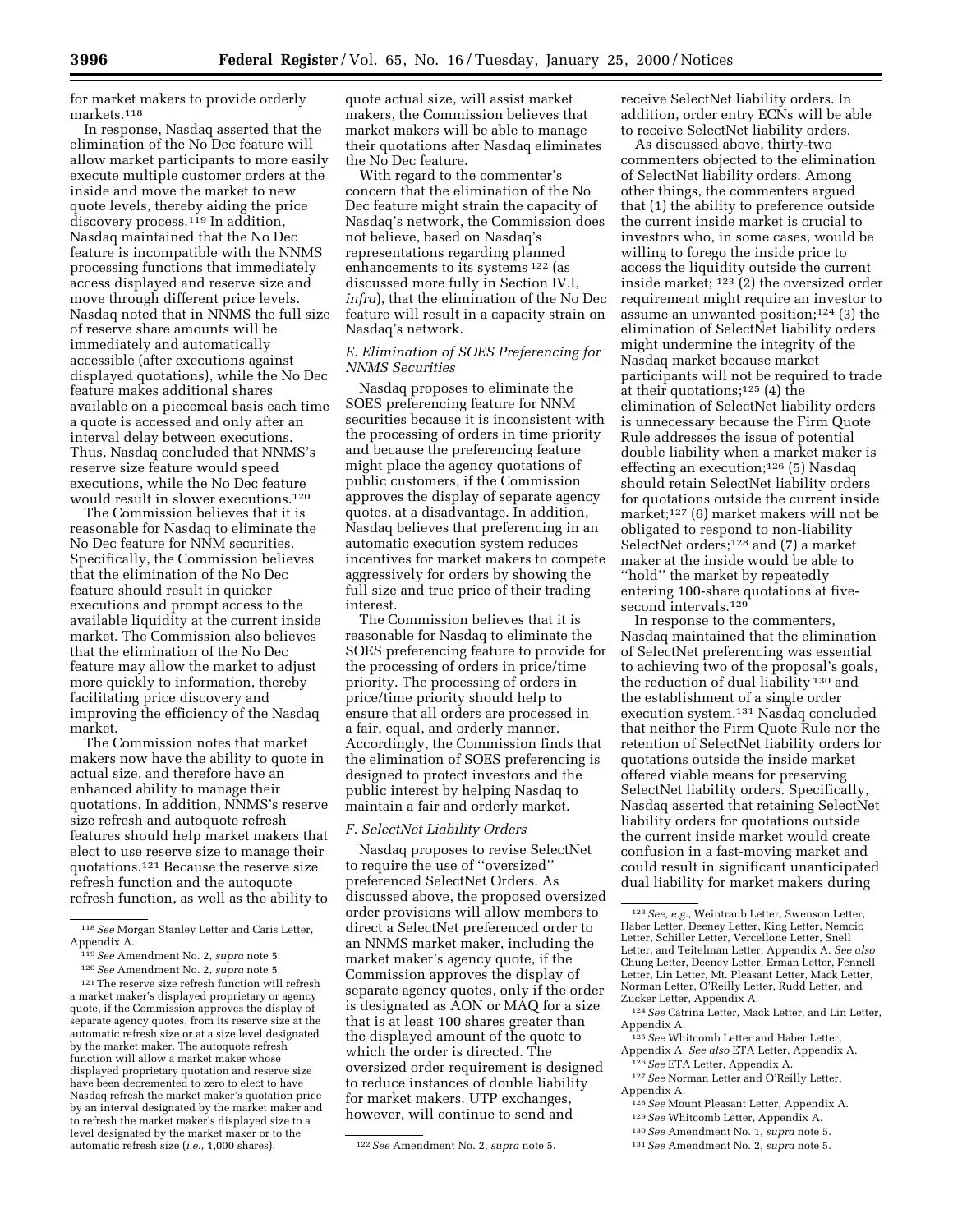for market makers to provide orderly markets.[118]

In response, Nasdaq asserted that the elimination of the No Dec feature will allow market participants to more easily execute multiple customer orders at the inside and move the market to new quote levels, thereby aiding the price discovery process.[119] In addition, Nasdaq maintained that the No Dec feature is incompatible with the NNMS processing functions that immediately access displayed and reserve size and move through different price levels. Nasdaq noted that in NNMS the full size of reserve share amounts will be immediately and automatically accessible (after executions against displayed quotations), while the No Dec feature makes additional shares available on a piecemeal basis each time a quote is accessed and only after an interval delay between executions. Thus, Nasdaq concluded that NNMS's reserve size feature would speed executions, while the No Dec feature would result in slower executions.[120]

The Commission believes that it is reasonable for Nasdaq to eliminate the No Dec feature for NNM securities. Specifically, the Commission believes that the elimination of the No Dec feature should result in quicker executions and prompt access to the available liquidity at the current inside market. The Commission also believes that the elimination of the No Dec feature may allow the market to adjust more quickly to information, thereby facilitating price discovery and improving the efficiency of the Nasdaq market.

The Commission notes that market makers now have the ability to quote in actual size, and therefore have an enhanced ability to manage their quotations. In addition, NNMS's reserve size refresh and autoquote refresh features should help market makers that elect to use reserve size to manage their quotations.[121] Because the reserve size refresh function and the autoquote refresh function, as well as the ability to quote actual size, will assist market makers, the Commission believes that market makers will be able to manage their quotations after Nasdaq eliminates the No Dec feature.

With regard to the commenter's concern that the elimination of the No Dec feature might strain the capacity of Nasdaq's network, the Commission does not believe, based on Nasdaq's representations regarding planned enhancements to its systems [122] (as discussed more fully in Section IV.I, *infra*), that the elimination of the No Dec feature will result in a capacity strain on Nasdaq's network.

### *E. Elimination of SOES Preferencing for NNMS Securities*

Nasdaq proposes to eliminate the SOES preferencing feature for NNM securities because it is inconsistent with the processing of orders in time priority and because the preferencing feature might place the agency quotations of public customers, if the Commission approves the display of separate agency quotes, at a disadvantage. In addition, Nasdaq believes that preferencing in an automatic execution system reduces incentives for market makers to compete aggressively for orders by showing the full size and true price of their trading interest.

The Commission believes that it is reasonable for Nasdaq to eliminate the SOES preferencing feature to provide for the processing of orders in price/time priority. The processing of orders in price/time priority should help to ensure that all orders are processed in a fair, equal, and orderly manner. Accordingly, the Commission finds that the elimination of SOES preferencing is designed to protect investors and the public interest by helping Nasdaq to maintain a fair and orderly market.

### *F. SelectNet Liability Orders*

Nasdaq proposes to revise SelectNet to require the use of "oversized" preferenced SelectNet Orders. As discussed above, the proposed oversized order provisions will allow members to direct a SelectNet preferenced order to an NNMS market maker, including the market maker's agency quote, if the Commission approves the display of separate agency quotes, only if the order is designated as AON or MAQ for a size that is at least 100 shares greater than the displayed amount of the quote to which the order is directed. The oversized order requirement is designed to reduce instances of double liability for market makers. UTP exchanges, however, will continue to send and receive SelectNet liability orders. In addition, order entry ECNs will be able to receive SelectNet liability orders.

As discussed above, thirty-two commenters objected to the elimination of SelectNet liability orders. Among other things, the commenters argued that (1) the ability to preference outside the current inside market is crucial to investors who, in some cases, would be willing to forego the inside price to access the liquidity outside the current inside market; [123] (2) the oversized order requirement might require an investor to assume an unwanted position;[124] (3) the elimination of SelectNet liability orders might undermine the integrity of the Nasdaq market because market participants will not be required to trade at their quotations;[125] (4) the elimination of SelectNet liability orders is unnecessary because the Firm Quote Rule addresses the issue of potential double liability when a market maker is effecting an execution;[126] (5) Nasdaq should retain SelectNet liability orders for quotations outside the current inside market;[127] (6) market makers will not be obligated to respond to non-liability SelectNet orders;[128] and (7) a market maker at the inside would be able to "hold" the market by repeatedly entering 100-share quotations at five-second intervals.[129]

In response to the commenters, Nasdaq maintained that the elimination of SelectNet preferencing was essential to achieving two of the proposal's goals, the reduction of dual liability [130] and the establishment of a single order execution system.[131] Nasdaq concluded that neither the Firm Quote Rule nor the retention of SelectNet liability orders for quotations outside the inside market offered viable means for preserving SelectNet liability orders. Specifically, Nasdaq asserted that retaining SelectNet liability orders for quotations outside the current inside market would create confusion in a fast-moving market and could result in significant unanticipated dual liability for market makers during

---

[118] *See* Morgan Stanley Letter and Caris Letter, Appendix A.

[119] *See* Amendment No. 2, *supra* note 5.

[120] *See* Amendment No. 2, *supra* note 5.

[121] The reserve size refresh function will refresh a market maker's displayed proprietary or agency quote, if the Commission approves the display of separate agency quotes, from its reserve size at the automatic refresh size or at a size level designated by the market maker. The autoquote refresh function will allow a market maker whose displayed proprietary quotation and reserve size have been decremented to zero to elect to have Nasdaq refresh the market maker's quotation price by an interval designated by the market maker and to refresh the market maker's displayed size to a level designated by the market maker or to the automatic refresh size (*i.e.*, 1,000 shares).

[122] *See* Amendment No. 2, *supra* note 5.

[123] *See, e.g.*, Weintraub Letter, Swenson Letter, Haber Letter, Deeney Letter, King Letter, Nemcic Letter, Schiller Letter, Vercellone Letter, Snell Letter, and Teitelman Letter, Appendix A. *See also* Chung Letter, Deeney Letter, Erman Letter, Fennell Letter, Lin Letter, Mt. Pleasant Letter, Mack Letter, Norman Letter, O'Reilly Letter, Rudd Letter, and Zucker Letter, Appendix A.

[124] *See* Catrina Letter, Mack Letter, and Lin Letter, Appendix A.

[125] *See* Whitcomb Letter and Haber Letter, Appendix A. *See also* ETA Letter, Appendix A.

[126] *See* ETA Letter, Appendix A.

[127] *See* Norman Letter and O'Reilly Letter, Appendix A.

[128] *See* Mount Pleasant Letter, Appendix A.

[129] *See* Whitcomb Letter, Appendix A.

[130] *See* Amendment No. 1, *supra* note 5.

[131] *See* Amendment No. 2, *supra* note 5.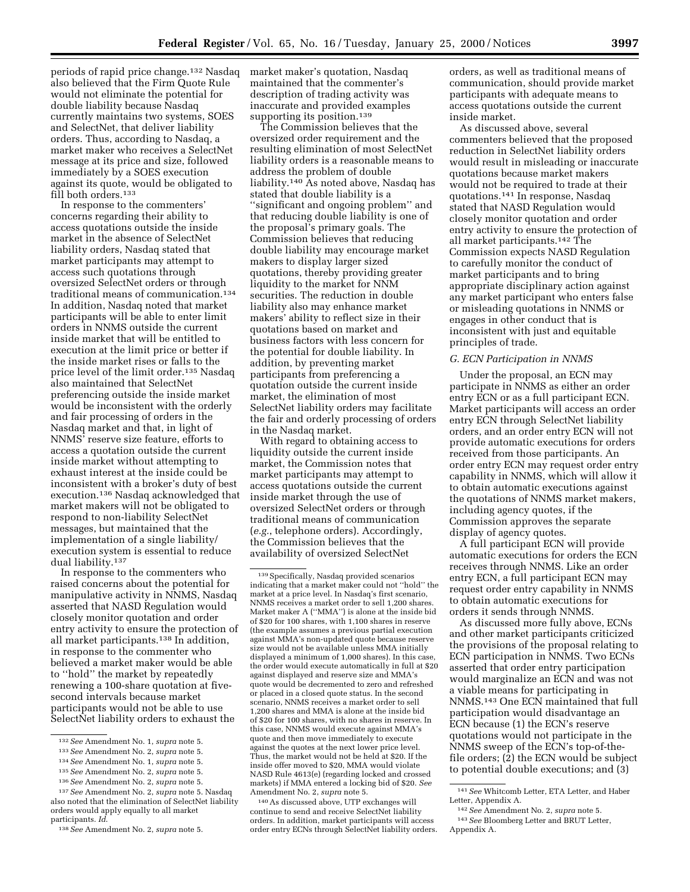periods of rapid price change.[132] Nasdaq also believed that the Firm Quote Rule would not eliminate the potential for double liability because Nasdaq currently maintains two systems, SOES and SelectNet, that deliver liability orders. Thus, according to Nasdaq, a market maker who receives a SelectNet message at its price and size, followed immediately by a SOES execution against its quote, would be obligated to fill both orders.[133]

In response to the commenters' concerns regarding their ability to access quotations outside the inside market in the absence of SelectNet liability orders, Nasdaq stated that market participants may attempt to access such quotations through oversized SelectNet orders or through traditional means of communication.[134] In addition, Nasdaq noted that market participants will be able to enter limit orders in NNMS outside the current inside market that will be entitled to execution at the limit price or better if the inside market rises or falls to the price level of the limit order.[135] Nasdaq also maintained that SelectNet preferencing outside the inside market would be inconsistent with the orderly and fair processing of orders in the Nasdaq market and that, in light of NNMS' reserve size feature, efforts to access a quotation outside the current inside market without attempting to exhaust interest at the inside could be inconsistent with a broker's duty of best execution.[136] Nasdaq acknowledged that market makers will not be obligated to respond to non-liability SelectNet messages, but maintained that the implementation of a single liability/execution system is essential to reduce dual liability.[137]

In response to the commenters who raised concerns about the potential for manipulative activity in NNMS, Nasdaq asserted that NASD Regulation would closely monitor quotation and order entry activity to ensure the protection of all market participants.[138] In addition, in response to the commenter who believed a market maker would be able to ''hold'' the market by repeatedly renewing a 100-share quotation at five-second intervals because market participants would not be able to use SelectNet liability orders to exhaust the market maker's quotation, Nasdaq maintained that the commenter's description of trading activity was inaccurate and provided examples supporting its position.[139]

The Commission believes that the oversized order requirement and the resulting elimination of most SelectNet liability orders is a reasonable means to address the problem of double liability.[140] As noted above, Nasdaq has stated that double liability is a ''significant and ongoing problem'' and that reducing double liability is one of the proposal's primary goals. The Commission believes that reducing double liability may encourage market makers to display larger sized quotations, thereby providing greater liquidity to the market for NNM securities. The reduction in double liability also may enhance market makers' ability to reflect size in their quotations based on market and business factors with less concern for the potential for double liability. In addition, by preventing market participants from preferencing a quotation outside the current inside market, the elimination of most SelectNet liability orders may facilitate the fair and orderly processing of orders in the Nasdaq market.

With regard to obtaining access to liquidity outside the current inside market, the Commission notes that market participants may attempt to access quotations outside the current inside market through the use of oversized SelectNet orders or through traditional means of communication (*e.g.*, telephone orders). Accordingly, the Commission believes that the availability of oversized SelectNet orders, as well as traditional means of communication, should provide market participants with adequate means to access quotations outside the current inside market.

As discussed above, several commenters believed that the proposed reduction in SelectNet liability orders would result in misleading or inaccurate quotations because market makers would not be required to trade at their quotations.[141] In response, Nasdaq stated that NASD Regulation would closely monitor quotation and order entry activity to ensure the protection of all market participants.[142] The Commission expects NASD Regulation to carefully monitor the conduct of market participants and to bring appropriate disciplinary action against any market participant who enters false or misleading quotations in NNMS or engages in other conduct that is inconsistent with just and equitable principles of trade.

### *G. ECN Participation in NNMS*

Under the proposal, an ECN may participate in NNMS as either an order entry ECN or as a full participant ECN. Market participants will access an order entry ECN through SelectNet liability orders, and an order entry ECN will not provide automatic executions for orders received from those participants. An order entry ECN may request order entry capability in NNMS, which will allow it to obtain automatic executions against the quotations of NNMS market makers, including agency quotes, if the Commission approves the separate display of agency quotes.

A full participant ECN will provide automatic executions for orders the ECN receives through NNMS. Like an order entry ECN, a full participant ECN may request order entry capability in NNMS to obtain automatic executions for orders it sends through NNMS.

As discussed more fully above, ECNs and other market participants criticized the provisions of the proposal relating to ECN participation in NNMS. Two ECNs asserted that order entry participation would marginalize an ECN and was not a viable means for participating in NNMS.[143] One ECN maintained that full participation would disadvantage an ECN because (1) the ECN's reserve quotations would not participate in the NNMS sweep of the ECN's top-of-the-file orders; (2) the ECN would be subject to potential double executions; and (3)

---

[132] *See* Amendment No. 1, *supra* note 5.

[133] *See* Amendment No. 2, *supra* note 5.

[134] *See* Amendment No. 1, *supra* note 5.

[135] *See* Amendment No. 2, *supra* note 5.

[136] *See* Amendment No. 2, *supra* note 5.

[137] *See* Amendment No. 2, *supra* note 5. Nasdaq also noted that the elimination of SelectNet liability orders would apply equally to all market participants. *Id.*

[138] *See* Amendment No. 2, *supra* note 5.

[139] Specifically, Nasdaq provided scenarios indicating that a market maker could not ''hold'' the market at a price level. In Nasdaq's first scenario, NNMS receives a market order to sell 1,200 shares. Market maker A (''MMA'') is alone at the inside bid of $20 for 100 shares, with 1,100 shares in reserve (the example assumes a previous partial execution against MMA's non-updated quote because reserve size would not be available unless MMA initially displayed a minimum of 1,000 shares). In this case, the order would execute automatically in full at $20 against displayed and reserve size and MMA's quote would be decremented to zero and refreshed or placed in a closed quote status. In the second scenario, NNMS receives a market order to sell 1,200 shares and MMA is alone at the inside bid of $20 for 100 shares, with no shares in reserve. In this case, NNMS would execute against MMA's quote and then move immediately to execute against the quotes at the next lower price level. Thus, the market would not be held at $20. If the inside offer moved to $20, MMA would violate NASD Rule 4613(e) (regarding locked and crossed markets) if MMA entered a locking bid of $20. *See* Amendment No. 2, *supra* note 5.

[140] As discussed above, UTP exchanges will continue to send and receive SelectNet liability orders. In addition, market participants will access order entry ECNs through SelectNet liability orders.

[141] *See* Whitcomb Letter, ETA Letter, and Haber Letter, Appendix A.

[142] *See* Amendment No. 2, *supra* note 5.

[143] *See* Bloomberg Letter and BRUT Letter, Appendix A.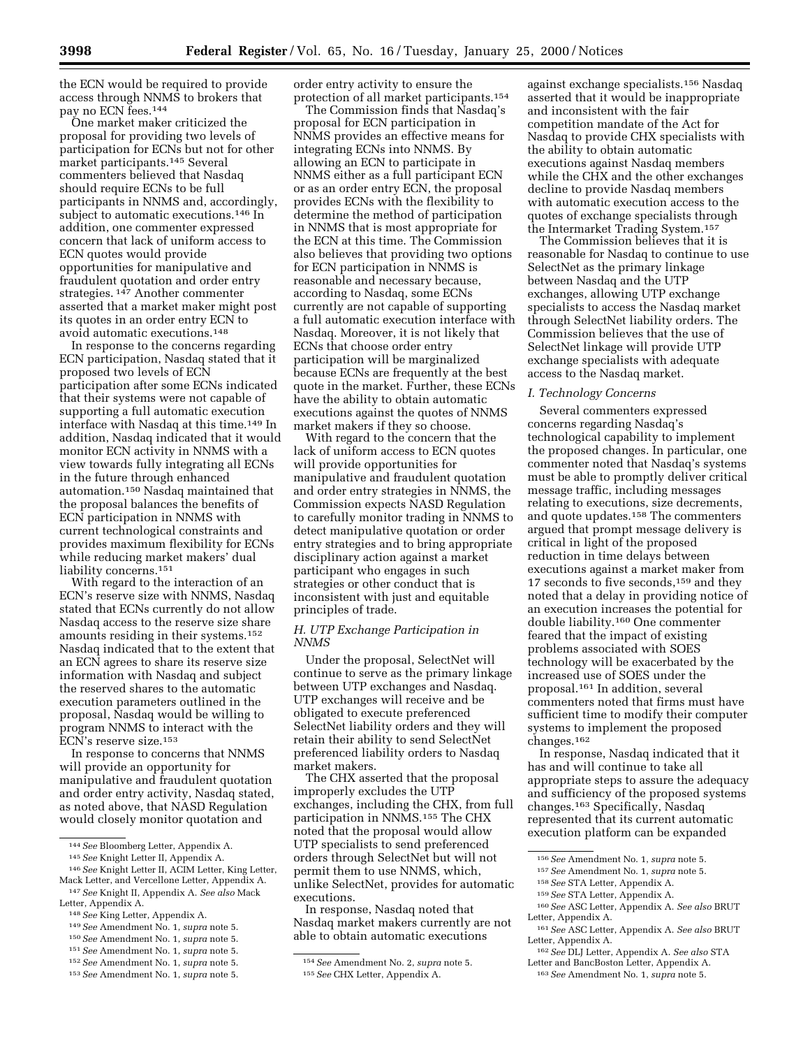the ECN would be required to provide access through NNMS to brokers that pay no ECN fees.[144]

One market maker criticized the proposal for providing two levels of participation for ECNs but not for other market participants.[145] Several commenters believed that Nasdaq should require ECNs to be full participants in NNMS and, accordingly, subject to automatic executions.[146] In addition, one commenter expressed concern that lack of uniform access to ECN quotes would provide opportunities for manipulative and fraudulent quotation and order entry strategies.[147] Another commenter asserted that a market maker might post its quotes in an order entry ECN to avoid automatic executions.[148]

In response to the concerns regarding ECN participation, Nasdaq stated that it proposed two levels of ECN participation after some ECNs indicated that their systems were not capable of supporting a full automatic execution interface with Nasdaq at this time.[149] In addition, Nasdaq indicated that it would monitor ECN activity in NNMS with a view towards fully integrating all ECNs in the future through enhanced automation.[150] Nasdaq maintained that the proposal balances the benefits of ECN participation in NNMS with current technological constraints and provides maximum flexibility for ECNs while reducing market makers' dual liability concerns.[151]

With regard to the interaction of an ECN's reserve size with NNMS, Nasdaq stated that ECNs currently do not allow Nasdaq access to the reserve size share amounts residing in their systems.[152] Nasdaq indicated that to the extent that an ECN agrees to share its reserve size information with Nasdaq and subject the reserved shares to the automatic execution parameters outlined in the proposal, Nasdaq would be willing to program NNMS to interact with the ECN's reserve size.[153]

In response to concerns that NNMS will provide an opportunity for manipulative and fraudulent quotation and order entry activity, Nasdaq stated, as noted above, that NASD Regulation would closely monitor quotation and order entry activity to ensure the protection of all market participants.[154]

The Commission finds that Nasdaq's proposal for ECN participation in NNMS provides an effective means for integrating ECNs into NNMS. By allowing an ECN to participate in NNMS either as a full participant ECN or as an order entry ECN, the proposal provides ECNs with the flexibility to determine the method of participation in NNMS that is most appropriate for the ECN at this time. The Commission also believes that providing two options for ECN participation in NNMS is reasonable and necessary because, according to Nasdaq, some ECNs currently are not capable of supporting a full automatic execution interface with Nasdaq. Moreover, it is not likely that ECNs that choose order entry participation will be marginalized because ECNs are frequently at the best quote in the market. Further, these ECNs have the ability to obtain automatic executions against the quotes of NNMS market makers if they so choose.

With regard to the concern that the lack of uniform access to ECN quotes will provide opportunities for manipulative and fraudulent quotation and order entry strategies in NNMS, the Commission expects NASD Regulation to carefully monitor trading in NNMS to detect manipulative quotation or order entry strategies and to bring appropriate disciplinary action against a market participant who engages in such strategies or other conduct that is inconsistent with just and equitable principles of trade.

### *H. UTP Exchange Participation in NNMS*

Under the proposal, SelectNet will continue to serve as the primary linkage between UTP exchanges and Nasdaq. UTP exchanges will receive and be obligated to execute preferenced SelectNet liability orders and they will retain their ability to send SelectNet preferenced liability orders to Nasdaq market makers.

The CHX asserted that the proposal improperly excludes the UTP exchanges, including the CHX, from full participation in NNMS.[155] The CHX noted that the proposal would allow UTP specialists to send preferenced orders through SelectNet but will not permit them to use NNMS, which, unlike SelectNet, provides for automatic executions.

In response, Nasdaq noted that Nasdaq market makers currently are not able to obtain automatic executions against exchange specialists.[156] Nasdaq asserted that it would be inappropriate and inconsistent with the fair competition mandate of the Act for Nasdaq to provide CHX specialists with the ability to obtain automatic executions against Nasdaq members while the CHX and the other exchanges decline to provide Nasdaq members with automatic execution access to the quotes of exchange specialists through the Intermarket Trading System.[157]

The Commission believes that it is reasonable for Nasdaq to continue to use SelectNet as the primary linkage between Nasdaq and the UTP exchanges, allowing UTP exchange specialists to access the Nasdaq market through SelectNet liability orders. The Commission believes that the use of SelectNet linkage will provide UTP exchange specialists with adequate access to the Nasdaq market.

### *I. Technology Concerns*

Several commenters expressed concerns regarding Nasdaq's technological capability to implement the proposed changes. In particular, one commenter noted that Nasdaq's systems must be able to promptly deliver critical message traffic, including messages relating to executions, size decrements, and quote updates.[158] The commenters argued that prompt message delivery is critical in light of the proposed reduction in time delays between executions against a market maker from 17 seconds to five seconds,[159] and they noted that a delay in providing notice of an execution increases the potential for double liability.[160] One commenter feared that the impact of existing problems associated with SOES technology will be exacerbated by the increased use of SOES under the proposal.[161] In addition, several commenters noted that firms must have sufficient time to modify their computer systems to implement the proposed changes.[162]

In response, Nasdaq indicated that it has and will continue to take all appropriate steps to assure the adequacy and sufficiency of the proposed systems changes.[163] Specifically, Nasdaq represented that its current automatic execution platform can be expanded

---

[144] *See* Bloomberg Letter, Appendix A.

[145] *See* Knight Letter II, Appendix A.

[146] *See* Knight Letter II, ACIM Letter, King Letter, Mack Letter, and Vercellone Letter, Appendix A.

[147] *See* Knight II, Appendix A. *See also* Mack Letter, Appendix A.

[148] *See* King Letter, Appendix A.

[149] *See* Amendment No. 1, *supra* note 5.

[150] *See* Amendment No. 1, *supra* note 5.

[151] *See* Amendment No. 1, *supra* note 5.

[152] *See* Amendment No. 1, *supra* note 5.

[153] *See* Amendment No. 1, *supra* note 5.

[154] *See* Amendment No. 2, *supra* note 5.

[155] *See* CHX Letter, Appendix A.

[156] *See* Amendment No. 1, *supra* note 5.

[157] *See* Amendment No. 1, *supra* note 5.

[158] *See* STA Letter, Appendix A.

[159] *See* STA Letter, Appendix A.

[160] *See* ASC Letter, Appendix A. *See also* BRUT Letter, Appendix A.

[161] *See* ASC Letter, Appendix A. *See also* BRUT Letter, Appendix A.

[162] *See* DLJ Letter, Appendix A. *See also* STA Letter and BancBoston Letter, Appendix A.

[163] *See* Amendment No. 1, *supra* note 5.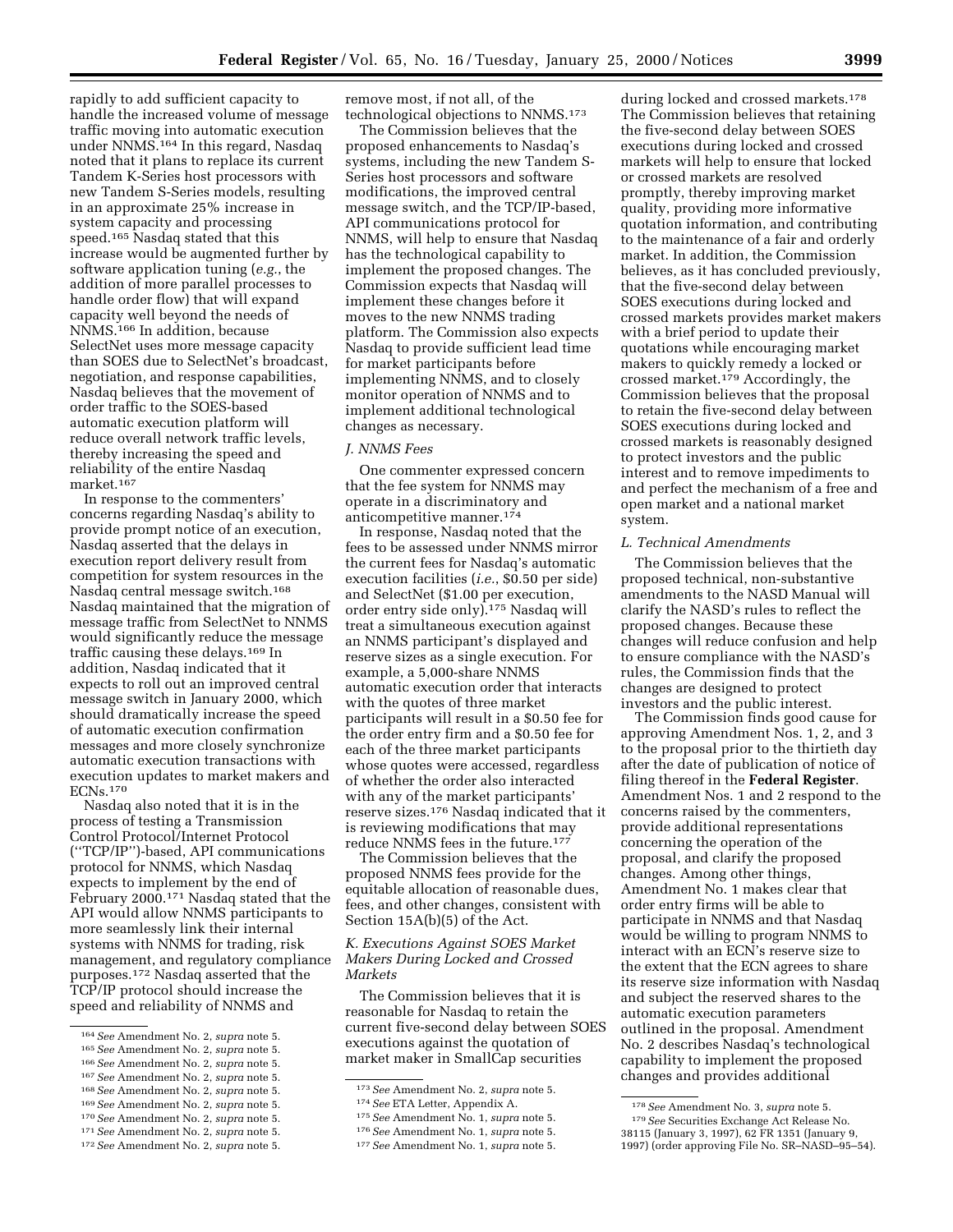rapidly to add sufficient capacity to handle the increased volume of message traffic moving into automatic execution under NNMS.[164] In this regard, Nasdaq noted that it plans to replace its current Tandem K-Series host processors with new Tandem S-Series models, resulting in an approximate 25% increase in system capacity and processing speed.[165] Nasdaq stated that this increase would be augmented further by software application tuning (*e.g.*, the addition of more parallel processes to handle order flow) that will expand capacity well beyond the needs of NNMS.[166] In addition, because SelectNet uses more message capacity than SOES due to SelectNet's broadcast, negotiation, and response capabilities, Nasdaq believes that the movement of order traffic to the SOES-based automatic execution platform will reduce overall network traffic levels, thereby increasing the speed and reliability of the entire Nasdaq market.[167]

In response to the commenters' concerns regarding Nasdaq's ability to provide prompt notice of an execution, Nasdaq asserted that the delays in execution report delivery result from competition for system resources in the Nasdaq central message switch.[168] Nasdaq maintained that the migration of message traffic from SelectNet to NNMS would significantly reduce the message traffic causing these delays.[169] In addition, Nasdaq indicated that it expects to roll out an improved central message switch in January 2000, which should dramatically increase the speed of automatic execution confirmation messages and more closely synchronize automatic execution transactions with execution updates to market makers and ECNs.[170]

Nasdaq also noted that it is in the process of testing a Transmission Control Protocol/Internet Protocol (''TCP/IP'')-based, API communications protocol for NNMS, which Nasdaq expects to implement by the end of February 2000.[171] Nasdaq stated that the API would allow NNMS participants to more seamlessly link their internal systems with NNMS for trading, risk management, and regulatory compliance purposes.[172] Nasdaq asserted that the TCP/IP protocol should increase the speed and reliability of NNMS and remove most, if not all, of the technological objections to NNMS.[173]

The Commission believes that the proposed enhancements to Nasdaq's systems, including the new Tandem S-Series host processors and software modifications, the improved central message switch, and the TCP/IP-based, API communications protocol for NNMS, will help to ensure that Nasdaq has the technological capability to implement the proposed changes. The Commission expects that Nasdaq will implement these changes before it moves to the new NNMS trading platform. The Commission also expects Nasdaq to provide sufficient lead time for market participants before implementing NNMS, and to closely monitor operation of NNMS and to implement additional technological changes as necessary.

### *J. NNMS Fees*

One commenter expressed concern that the fee system for NNMS may operate in a discriminatory and anticompetitive manner.[174]

In response, Nasdaq noted that the fees to be assessed under NNMS mirror the current fees for Nasdaq's automatic execution facilities (*i.e.*, $0.50 per side) and SelectNet ($1.00 per execution, order entry side only).[175] Nasdaq will treat a simultaneous execution against an NNMS participant's displayed and reserve sizes as a single execution. For example, a 5,000-share NNMS automatic execution order that interacts with the quotes of three market participants will result in a $0.50 fee for the order entry firm and a $0.50 fee for each of the three market participants whose quotes were accessed, regardless of whether the order also interacted with any of the market participants' reserve sizes.[176] Nasdaq indicated that it is reviewing modifications that may reduce NNMS fees in the future.[177]

The Commission believes that the proposed NNMS fees provide for the equitable allocation of reasonable dues, fees, and other changes, consistent with Section 15A(b)(5) of the Act.

### *K. Executions Against SOES Market Makers During Locked and Crossed Markets*

The Commission believes that it is reasonable for Nasdaq to retain the current five-second delay between SOES executions against the quotation of market maker in SmallCap securities during locked and crossed markets.[178] The Commission believes that retaining the five-second delay between SOES executions during locked and crossed markets will help to ensure that locked or crossed markets are resolved promptly, thereby improving market quality, providing more informative quotation information, and contributing to the maintenance of a fair and orderly market. In addition, the Commission believes, as it has concluded previously, that the five-second delay between SOES executions during locked and crossed markets provides market makers with a brief period to update their quotations while encouraging market makers to quickly remedy a locked or crossed market.[179] Accordingly, the Commission believes that the proposal to retain the five-second delay between SOES executions during locked and crossed markets is reasonably designed to protect investors and the public interest and to remove impediments to and perfect the mechanism of a free and open market and a national market system.

### *L. Technical Amendments*

The Commission believes that the proposed technical, non-substantive amendments to the NASD Manual will clarify the NASD's rules to reflect the proposed changes. Because these changes will reduce confusion and help to ensure compliance with the NASD's rules, the Commission finds that the changes are designed to protect investors and the public interest.

The Commission finds good cause for approving Amendment Nos. 1, 2, and 3 to the proposal prior to the thirtieth day after the date of publication of notice of filing thereof in the **Federal Register**. Amendment Nos. 1 and 2 respond to the concerns raised by the commenters, provide additional representations concerning the operation of the proposal, and clarify the proposed changes. Among other things, Amendment No. 1 makes clear that order entry firms will be able to participate in NNMS and that Nasdaq would be willing to program NNMS to interact with an ECN's reserve size to the extent that the ECN agrees to share its reserve size information with Nasdaq and subject the reserved shares to the automatic execution parameters outlined in the proposal. Amendment No. 2 describes Nasdaq's technological capability to implement the proposed changes and provides additional

---

[164] *See* Amendment No. 2, *supra* note 5.

[165] *See* Amendment No. 2, *supra* note 5.

[166] *See* Amendment No. 2, *supra* note 5.

[167] *See* Amendment No. 2, *supra* note 5.

[168] *See* Amendment No. 2, *supra* note 5.

[169] *See* Amendment No. 2, *supra* note 5.

[170] *See* Amendment No. 2, *supra* note 5.

[171] *See* Amendment No. 2, *supra* note 5.

[172] *See* Amendment No. 2, *supra* note 5.

[173] *See* Amendment No. 2, *supra* note 5.

[174] *See* ETA Letter, Appendix A.

[175] *See* Amendment No. 1, *supra* note 5.

[176] *See* Amendment No. 1, *supra* note 5.

[177] *See* Amendment No. 1, *supra* note 5.

[178] *See* Amendment No. 3, *supra* note 5.

[179] *See* Securities Exchange Act Release No. 38115 (January 3, 1997), 62 FR 1351 (January 9, 1997) (order approving File No. SR–NASD–95–54).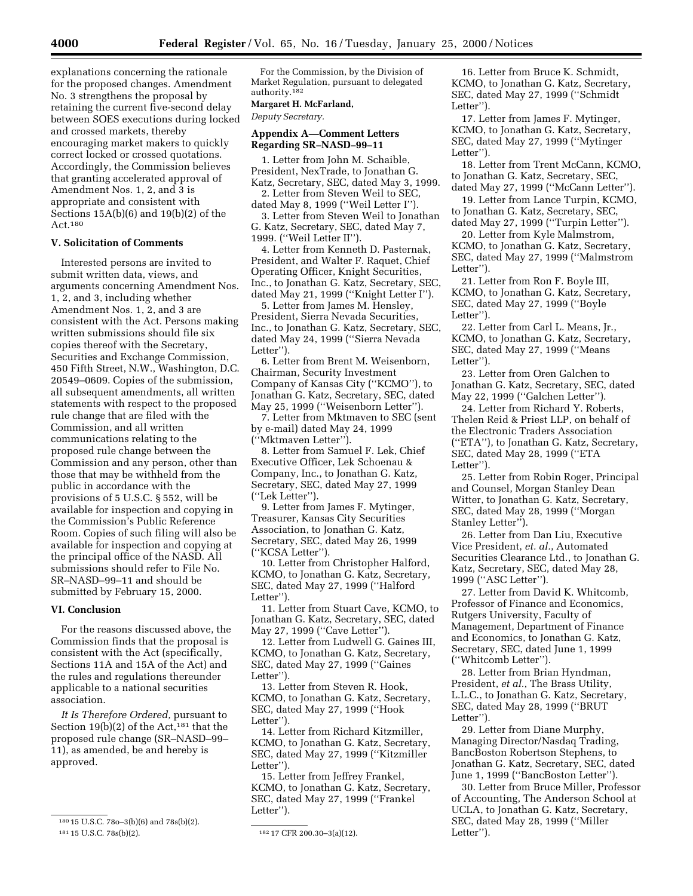explanations concerning the rationale for the proposed changes. Amendment No. 3 strengthens the proposal by retaining the current five-second delay between SOES executions during locked and crossed markets, thereby encouraging market makers to quickly correct locked or crossed quotations. Accordingly, the Commission believes that granting accelerated approval of Amendment Nos. 1, 2, and 3 is appropriate and consistent with Sections 15A(b)(6) and 19(b)(2) of the Act.[180]

### V. Solicitation of Comments

Interested persons are invited to submit written data, views, and arguments concerning Amendment Nos. 1, 2, and 3, including whether Amendment Nos. 1, 2, and 3 are consistent with the Act. Persons making written submissions should file six copies thereof with the Secretary, Securities and Exchange Commission, 450 Fifth Street, N.W., Washington, D.C. 20549–0609. Copies of the submission, all subsequent amendments, all written statements with respect to the proposed rule change that are filed with the Commission, and all written communications relating to the proposed rule change between the Commission and any person, other than those that may be withheld from the public in accordance with the provisions of 5 U.S.C. § 552, will be available for inspection and copying in the Commission's Public Reference Room. Copies of such filing will also be available for inspection and copying at the principal office of the NASD. All submissions should refer to File No. SR–NASD–99–11 and should be submitted by February 15, 2000.

### VI. Conclusion

For the reasons discussed above, the Commission finds that the proposal is consistent with the Act (specifically, Sections 11A and 15A of the Act) and the rules and regulations thereunder applicable to a national securities association.

*It Is Therefore Ordered,* pursuant to Section 19(b)(2) of the Act,[181] that the proposed rule change (SR–NASD–99–11), as amended, be and hereby is approved.

For the Commission, by the Division of Market Regulation, pursuant to delegated authority.[182]

**Margaret H. McFarland,**

*Deputy Secretary.*

### Appendix A—Comment Letters Regarding SR–NASD–99–11

1. Letter from John M. Schaible, President, NexTrade, to Jonathan G. Katz, Secretary, SEC, dated May 3, 1999.
2. Letter from Steven Weil to SEC, dated May 8, 1999 (''Weil Letter I'').
3. Letter from Steven Weil to Jonathan G. Katz, Secretary, SEC, dated May 7, 1999. (''Weil Letter II'').
4. Letter from Kenneth D. Pasternak, President, and Walter F. Raquet, Chief Operating Officer, Knight Securities, Inc., to Jonathan G. Katz, Secretary, SEC, dated May 21, 1999 (''Knight Letter I'').
5. Letter from James M. Hensley, President, Sierra Nevada Securities, Inc., to Jonathan G. Katz, Secretary, SEC, dated May 24, 1999 (''Sierra Nevada Letter'').
6. Letter from Brent M. Weisenborn, Chairman, Security Investment Company of Kansas City (''KCMO''), to Jonathan G. Katz, Secretary, SEC, dated May 25, 1999 (''Weisenborn Letter'').
7. Letter from Mktmaven to SEC (sent by e-mail) dated May 24, 1999 (''Mktmaven Letter'').
8. Letter from Samuel F. Lek, Chief Executive Officer, Lek Schoenau & Company, Inc., to Jonathan G. Katz, Secretary, SEC, dated May 27, 1999 (''Lek Letter'').
9. Letter from James F. Mytinger, Treasurer, Kansas City Securities Association, to Jonathan G. Katz, Secretary, SEC, dated May 26, 1999 (''KCSA Letter'').
10. Letter from Christopher Halford, KCMO, to Jonathan G. Katz, Secretary, SEC, dated May 27, 1999 (''Halford Letter'').
11. Letter from Stuart Cave, KCMO, to Jonathan G. Katz, Secretary, SEC, dated May 27, 1999 (''Cave Letter'').
12. Letter from Ludwell G. Gaines III, KCMO, to Jonathan G. Katz, Secretary, SEC, dated May 27, 1999 (''Gaines Letter'').
13. Letter from Steven R. Hook, KCMO, to Jonathan G. Katz, Secretary, SEC, dated May 27, 1999 (''Hook Letter'').
14. Letter from Richard Kitzmiller, KCMO, to Jonathan G. Katz, Secretary, SEC, dated May 27, 1999 (''Kitzmiller Letter'').
15. Letter from Jeffrey Frankel, KCMO, to Jonathan G. Katz, Secretary, SEC, dated May 27, 1999 (''Frankel Letter'').
16. Letter from Bruce K. Schmidt, KCMO, to Jonathan G. Katz, Secretary, SEC, dated May 27, 1999 (''Schmidt Letter'').
17. Letter from James F. Mytinger, KCMO, to Jonathan G. Katz, Secretary, SEC, dated May 27, 1999 (''Mytinger Letter'').
18. Letter from Trent McCann, KCMO, to Jonathan G. Katz, Secretary, SEC, dated May 27, 1999 (''McCann Letter'').
19. Letter from Lance Turpin, KCMO, to Jonathan G. Katz, Secretary, SEC, dated May 27, 1999 (''Turpin Letter'').
20. Letter from Kyle Malmstrom, KCMO, to Jonathan G. Katz, Secretary, SEC, dated May 27, 1999 (''Malmstrom Letter'').
21. Letter from Ron F. Boyle III, KCMO, to Jonathan G. Katz, Secretary, SEC, dated May 27, 1999 (''Boyle Letter'').
22. Letter from Carl L. Means, Jr., KCMO, to Jonathan G. Katz, Secretary, SEC, dated May 27, 1999 (''Means Letter'').
23. Letter from Oren Galchen to Jonathan G. Katz, Secretary, SEC, dated May 22, 1999 (''Galchen Letter'').
24. Letter from Richard Y. Roberts, Thelen Reid & Priest LLP, on behalf of the Electronic Traders Association (''ETA''), to Jonathan G. Katz, Secretary, SEC, dated May 28, 1999 (''ETA Letter'').
25. Letter from Robin Roger, Principal and Counsel, Morgan Stanley Dean Witter, to Jonathan G. Katz, Secretary, SEC, dated May 28, 1999 (''Morgan Stanley Letter'').
26. Letter from Dan Liu, Executive Vice President, *et. al.*, Automated Securities Clearance Ltd., to Jonathan G. Katz, Secretary, SEC, dated May 28, 1999 (''ASC Letter'').
27. Letter from David K. Whitcomb, Professor of Finance and Economics, Rutgers University, Faculty of Management, Department of Finance and Economics, to Jonathan G. Katz, Secretary, SEC, dated June 1, 1999 (''Whitcomb Letter'').
28. Letter from Brian Hyndman, President, *et al.*, The Brass Utility, L.L.C., to Jonathan G. Katz, Secretary, SEC, dated May 28, 1999 (''BRUT Letter'').
29. Letter from Diane Murphy, Managing Director/Nasdaq Trading, BancBoston Robertson Stephens, to Jonathan G. Katz, Secretary, SEC, dated June 1, 1999 (''BancBoston Letter'').
30. Letter from Bruce Miller, Professor of Accounting, The Anderson School at UCLA, to Jonathan G. Katz, Secretary, SEC, dated May 28, 1999 (''Miller Letter'').

---

[180] 15 U.S.C. 78o–3(b)(6) and 78s(b)(2).

[181] 15 U.S.C. 78s(b)(2).

[182] 17 CFR 200.30–3(a)(12).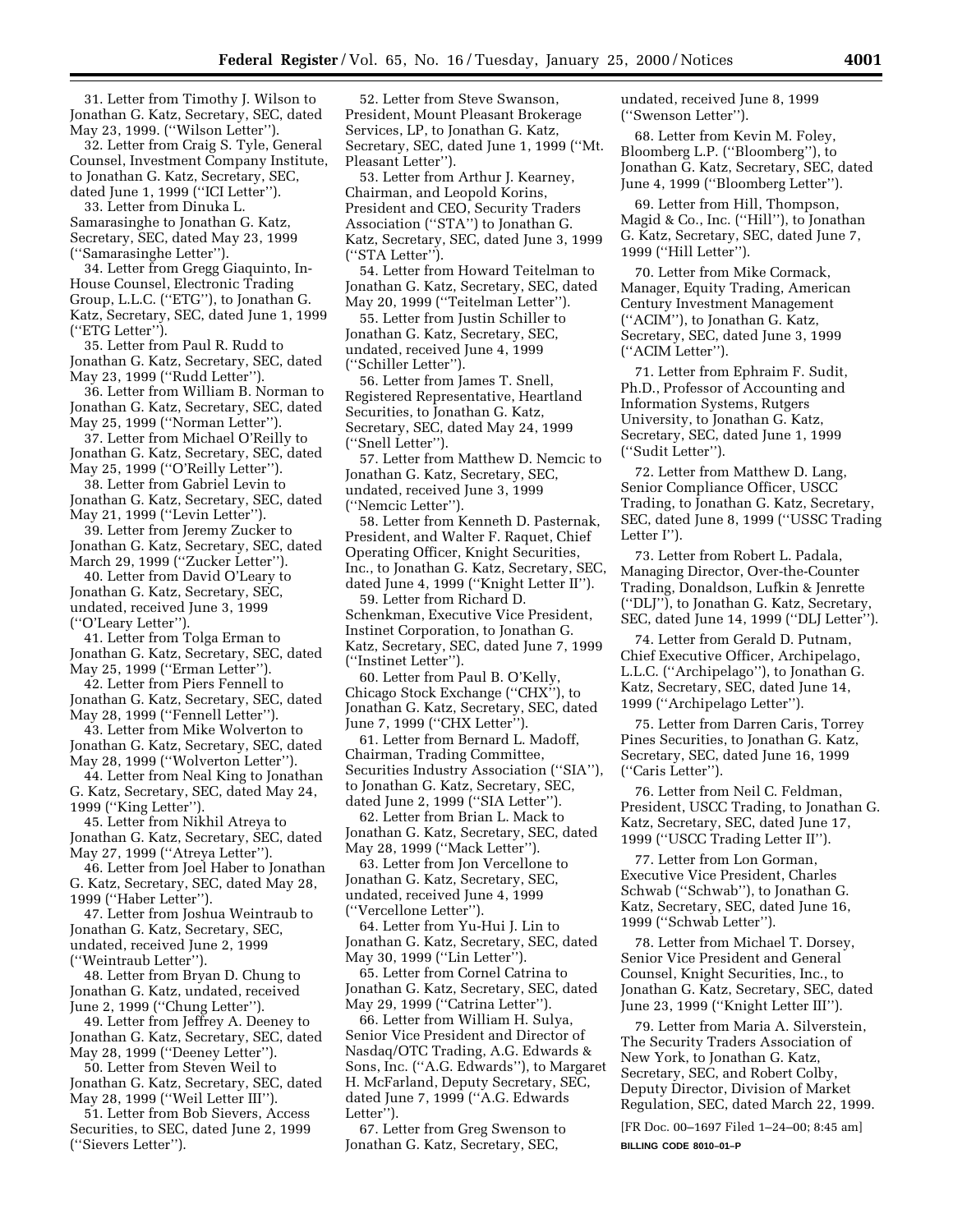31. Letter from Timothy J. Wilson to Jonathan G. Katz, Secretary, SEC, dated May 23, 1999. (''Wilson Letter'').

32. Letter from Craig S. Tyle, General Counsel, Investment Company Institute, to Jonathan G. Katz, Secretary, SEC, dated June 1, 1999 (''ICI Letter'').

33. Letter from Dinuka L. Samarasinghe to Jonathan G. Katz, Secretary, SEC, dated May 23, 1999 (''Samarasinghe Letter'').

34. Letter from Gregg Giaquinto, In-House Counsel, Electronic Trading Group, L.L.C. (''ETG''), to Jonathan G. Katz, Secretary, SEC, dated June 1, 1999 (''ETG Letter'').

35. Letter from Paul R. Rudd to Jonathan G. Katz, Secretary, SEC, dated May 23, 1999 (''Rudd Letter'').

36. Letter from William B. Norman to Jonathan G. Katz, Secretary, SEC, dated May 25, 1999 (''Norman Letter'').

37. Letter from Michael O'Reilly to Jonathan G. Katz, Secretary, SEC, dated May 25, 1999 (''O'Reilly Letter'').

38. Letter from Gabriel Levin to Jonathan G. Katz, Secretary, SEC, dated May 21, 1999 (''Levin Letter'').

39. Letter from Jeremy Zucker to Jonathan G. Katz, Secretary, SEC, dated March 29, 1999 (''Zucker Letter'').

40. Letter from David O'Leary to Jonathan G. Katz, Secretary, SEC, undated, received June 3, 1999 (''O'Leary Letter'').

41. Letter from Tolga Erman to Jonathan G. Katz, Secretary, SEC, dated May 25, 1999 (''Erman Letter'').

42. Letter from Piers Fennell to Jonathan G. Katz, Secretary, SEC, dated May 28, 1999 (''Fennell Letter'').

43. Letter from Mike Wolverton to Jonathan G. Katz, Secretary, SEC, dated May 28, 1999 (''Wolverton Letter'').

44. Letter from Neal King to Jonathan G. Katz, Secretary, SEC, dated May 24, 1999 (''King Letter'').

45. Letter from Nikhil Atreya to Jonathan G. Katz, Secretary, SEC, dated May 27, 1999 (''Atreya Letter'').

46. Letter from Joel Haber to Jonathan G. Katz, Secretary, SEC, dated May 28, 1999 (''Haber Letter'').

47. Letter from Joshua Weintraub to Jonathan G. Katz, Secretary, SEC, undated, received June 2, 1999 (''Weintraub Letter'').

48. Letter from Bryan D. Chung to Jonathan G. Katz, undated, received June 2, 1999 (''Chung Letter'').

49. Letter from Jeffrey A. Deeney to Jonathan G. Katz, Secretary, SEC, dated May 28, 1999 (''Deeney Letter'').

50. Letter from Steven Weil to Jonathan G. Katz, Secretary, SEC, dated May 28, 1999 (''Weil Letter III'').

51. Letter from Bob Sievers, Access Securities, to SEC, dated June 2, 1999 (''Sievers Letter'').

52. Letter from Steve Swanson, President, Mount Pleasant Brokerage Services, LP, to Jonathan G. Katz, Secretary, SEC, dated June 1, 1999 (''Mt. Pleasant Letter'').

53. Letter from Arthur J. Kearney, Chairman, and Leopold Korins, President and CEO, Security Traders Association (''STA'') to Jonathan G. Katz, Secretary, SEC, dated June 3, 1999 (''STA Letter'').

54. Letter from Howard Teitelman to Jonathan G. Katz, Secretary, SEC, dated May 20, 1999 (''Teitelman Letter'').

55. Letter from Justin Schiller to Jonathan G. Katz, Secretary, SEC, undated, received June 4, 1999 (''Schiller Letter'').

56. Letter from James T. Snell, Registered Representative, Heartland Securities, to Jonathan G. Katz, Secretary, SEC, dated May 24, 1999 (''Snell Letter'').

57. Letter from Matthew D. Nemcic to Jonathan G. Katz, Secretary, SEC, undated, received June 3, 1999 (''Nemcic Letter'').

58. Letter from Kenneth D. Pasternak, President, and Walter F. Raquet, Chief Operating Officer, Knight Securities, Inc., to Jonathan G. Katz, Secretary, SEC, dated June 4, 1999 (''Knight Letter II'').

59. Letter from Richard D. Schenkman, Executive Vice President, Instinet Corporation, to Jonathan G. Katz, Secretary, SEC, dated June 7, 1999 (''Instinet Letter'').

60. Letter from Paul B. O'Kelly, Chicago Stock Exchange (''CHX''), to Jonathan G. Katz, Secretary, SEC, dated June 7, 1999 (''CHX Letter'').

61. Letter from Bernard L. Madoff, Chairman, Trading Committee, Securities Industry Association (''SIA''), to Jonathan G. Katz, Secretary, SEC, dated June 2, 1999 (''SIA Letter'').

62. Letter from Brian L. Mack to Jonathan G. Katz, Secretary, SEC, dated May 28, 1999 (''Mack Letter'').

63. Letter from Jon Vercellone to Jonathan G. Katz, Secretary, SEC, undated, received June 4, 1999 (''Vercellone Letter'').

64. Letter from Yu-Hui J. Lin to Jonathan G. Katz, Secretary, SEC, dated May 30, 1999 (''Lin Letter'').

65. Letter from Cornel Catrina to Jonathan G. Katz, Secretary, SEC, dated May 29, 1999 (''Catrina Letter'').

66. Letter from William H. Sulya, Senior Vice President and Director of Nasdaq/OTC Trading, A.G. Edwards & Sons, Inc. (''A.G. Edwards''), to Margaret H. McFarland, Deputy Secretary, SEC, dated June 7, 1999 (''A.G. Edwards Letter'').

67. Letter from Greg Swenson to Jonathan G. Katz, Secretary, SEC, undated, received June 8, 1999 (''Swenson Letter'').

68. Letter from Kevin M. Foley, Bloomberg L.P. (''Bloomberg''), to Jonathan G. Katz, Secretary, SEC, dated June 4, 1999 (''Bloomberg Letter'').

69. Letter from Hill, Thompson, Magid & Co., Inc. (''Hill''), to Jonathan G. Katz, Secretary, SEC, dated June 7, 1999 (''Hill Letter'').

70. Letter from Mike Cormack, Manager, Equity Trading, American Century Investment Management (''ACIM''), to Jonathan G. Katz, Secretary, SEC, dated June 3, 1999 (''ACIM Letter'').

71. Letter from Ephraim F. Sudit, Ph.D., Professor of Accounting and Information Systems, Rutgers University, to Jonathan G. Katz, Secretary, SEC, dated June 1, 1999 (''Sudit Letter'').

72. Letter from Matthew D. Lang, Senior Compliance Officer, USCC Trading, to Jonathan G. Katz, Secretary, SEC, dated June 8, 1999 (''USSC Trading Letter I'').

73. Letter from Robert L. Padala, Managing Director, Over-the-Counter Trading, Donaldson, Lufkin & Jenrette (''DLJ''), to Jonathan G. Katz, Secretary, SEC, dated June 14, 1999 (''DLJ Letter'').

74. Letter from Gerald D. Putnam, Chief Executive Officer, Archipelago, L.L.C. (''Archipelago''), to Jonathan G. Katz, Secretary, SEC, dated June 14, 1999 (''Archipelago Letter'').

75. Letter from Darren Caris, Torrey Pines Securities, to Jonathan G. Katz, Secretary, SEC, dated June 16, 1999 (''Caris Letter'').

76. Letter from Neil C. Feldman, President, USCC Trading, to Jonathan G. Katz, Secretary, SEC, dated June 17, 1999 (''USCC Trading Letter II'').

77. Letter from Lon Gorman, Executive Vice President, Charles Schwab (''Schwab''), to Jonathan G. Katz, Secretary, SEC, dated June 16, 1999 (''Schwab Letter'').

78. Letter from Michael T. Dorsey, Senior Vice President and General Counsel, Knight Securities, Inc., to Jonathan G. Katz, Secretary, SEC, dated June 23, 1999 (''Knight Letter III'').

79. Letter from Maria A. Silverstein, The Security Traders Association of New York, to Jonathan G. Katz, Secretary, SEC, and Robert Colby, Deputy Director, Division of Market Regulation, SEC, dated March 22, 1999.

[FR Doc. 00–1697 Filed 1–24–00; 8:45 am]

**BILLING CODE 8010–01–P**